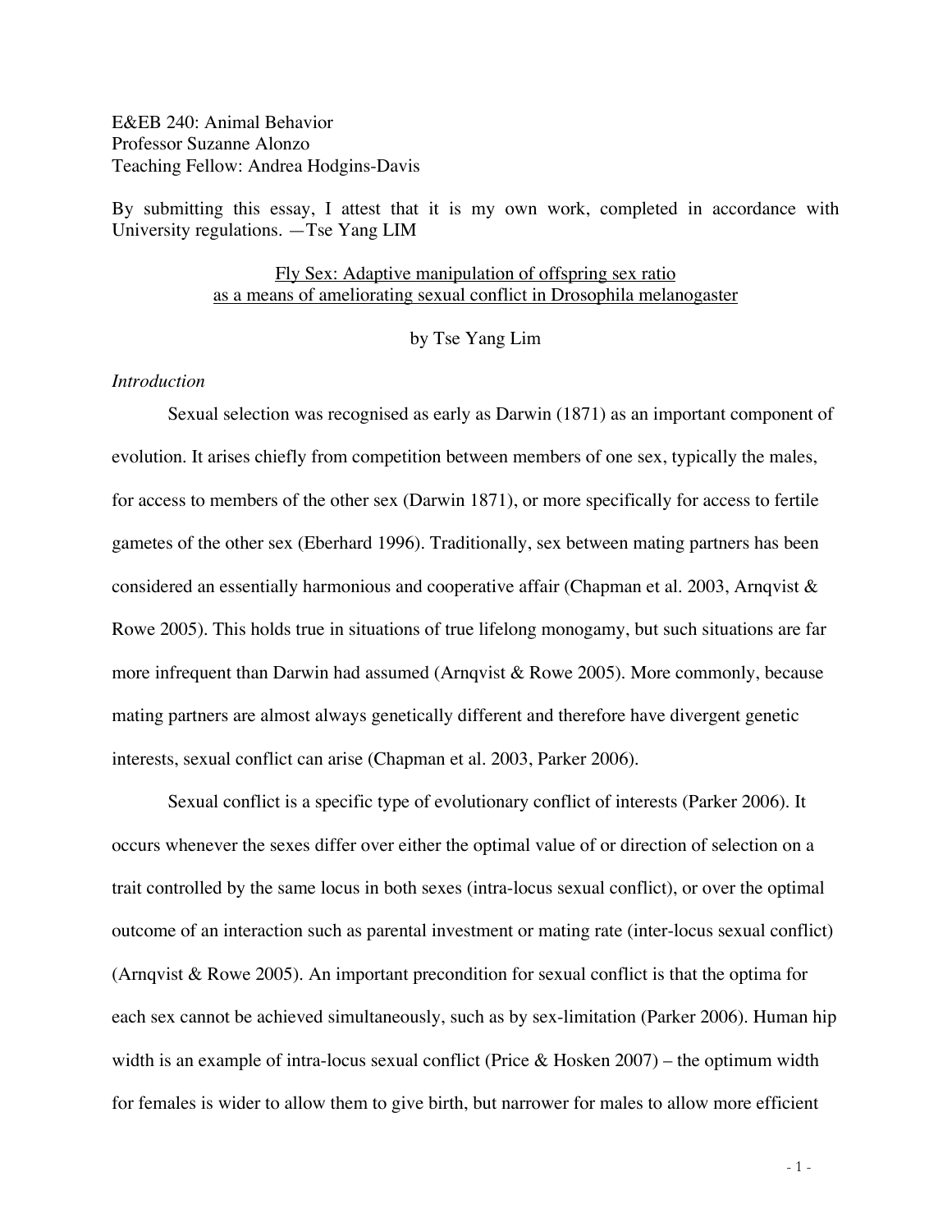E&EB 240: Animal Behavior
Professor Suzanne Alonzo
Teaching Fellow: Andrea Hodgins-Davis

By submitting this essay, I attest that it is my own work, completed in accordance with University regulations. —Tse Yang LIM

# Fly Sex: Adaptive manipulation of offspring sex ratio as a means of ameliorating sexual conflict in Drosophila melanogaster

by Tse Yang Lim

## *Introduction*

Sexual selection was recognised as early as Darwin (1871) as an important component of evolution. It arises chiefly from competition between members of one sex, typically the males, for access to members of the other sex (Darwin 1871), or more specifically for access to fertile gametes of the other sex (Eberhard 1996). Traditionally, sex between mating partners has been considered an essentially harmonious and cooperative affair (Chapman et al. 2003, Arnqvist & Rowe 2005). This holds true in situations of true lifelong monogamy, but such situations are far more infrequent than Darwin had assumed (Arnqvist & Rowe 2005). More commonly, because mating partners are almost always genetically different and therefore have divergent genetic interests, sexual conflict can arise (Chapman et al. 2003, Parker 2006).

Sexual conflict is a specific type of evolutionary conflict of interests (Parker 2006). It occurs whenever the sexes differ over either the optimal value of or direction of selection on a trait controlled by the same locus in both sexes (intra-locus sexual conflict), or over the optimal outcome of an interaction such as parental investment or mating rate (inter-locus sexual conflict) (Arnqvist & Rowe 2005). An important precondition for sexual conflict is that the optima for each sex cannot be achieved simultaneously, such as by sex-limitation (Parker 2006). Human hip width is an example of intra-locus sexual conflict (Price & Hosken 2007) – the optimum width for females is wider to allow them to give birth, but narrower for males to allow more efficient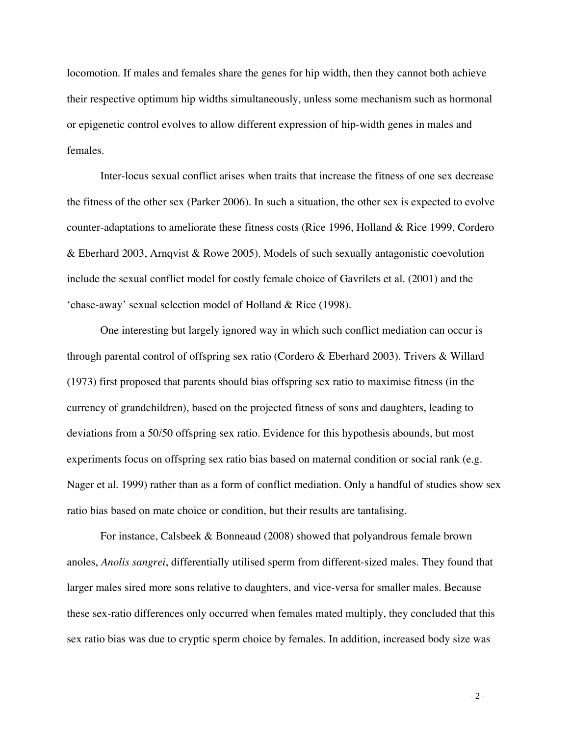locomotion. If males and females share the genes for hip width, then they cannot both achieve their respective optimum hip widths simultaneously, unless some mechanism such as hormonal or epigenetic control evolves to allow different expression of hip-width genes in males and females.

Inter-locus sexual conflict arises when traits that increase the fitness of one sex decrease the fitness of the other sex (Parker 2006). In such a situation, the other sex is expected to evolve counter-adaptations to ameliorate these fitness costs (Rice 1996, Holland & Rice 1999, Cordero & Eberhard 2003, Arnqvist & Rowe 2005). Models of such sexually antagonistic coevolution include the sexual conflict model for costly female choice of Gavrilets et al. (2001) and the 'chase-away' sexual selection model of Holland & Rice (1998).

One interesting but largely ignored way in which such conflict mediation can occur is through parental control of offspring sex ratio (Cordero & Eberhard 2003). Trivers & Willard (1973) first proposed that parents should bias offspring sex ratio to maximise fitness (in the currency of grandchildren), based on the projected fitness of sons and daughters, leading to deviations from a 50/50 offspring sex ratio. Evidence for this hypothesis abounds, but most experiments focus on offspring sex ratio bias based on maternal condition or social rank (e.g. Nager et al. 1999) rather than as a form of conflict mediation. Only a handful of studies show sex ratio bias based on mate choice or condition, but their results are tantalising.

For instance, Calsbeek & Bonneaud (2008) showed that polyandrous female brown anoles, *Anolis sangrei*, differentially utilised sperm from different-sized males. They found that larger males sired more sons relative to daughters, and vice-versa for smaller males. Because these sex-ratio differences only occurred when females mated multiply, they concluded that this sex ratio bias was due to cryptic sperm choice by females. In addition, increased body size was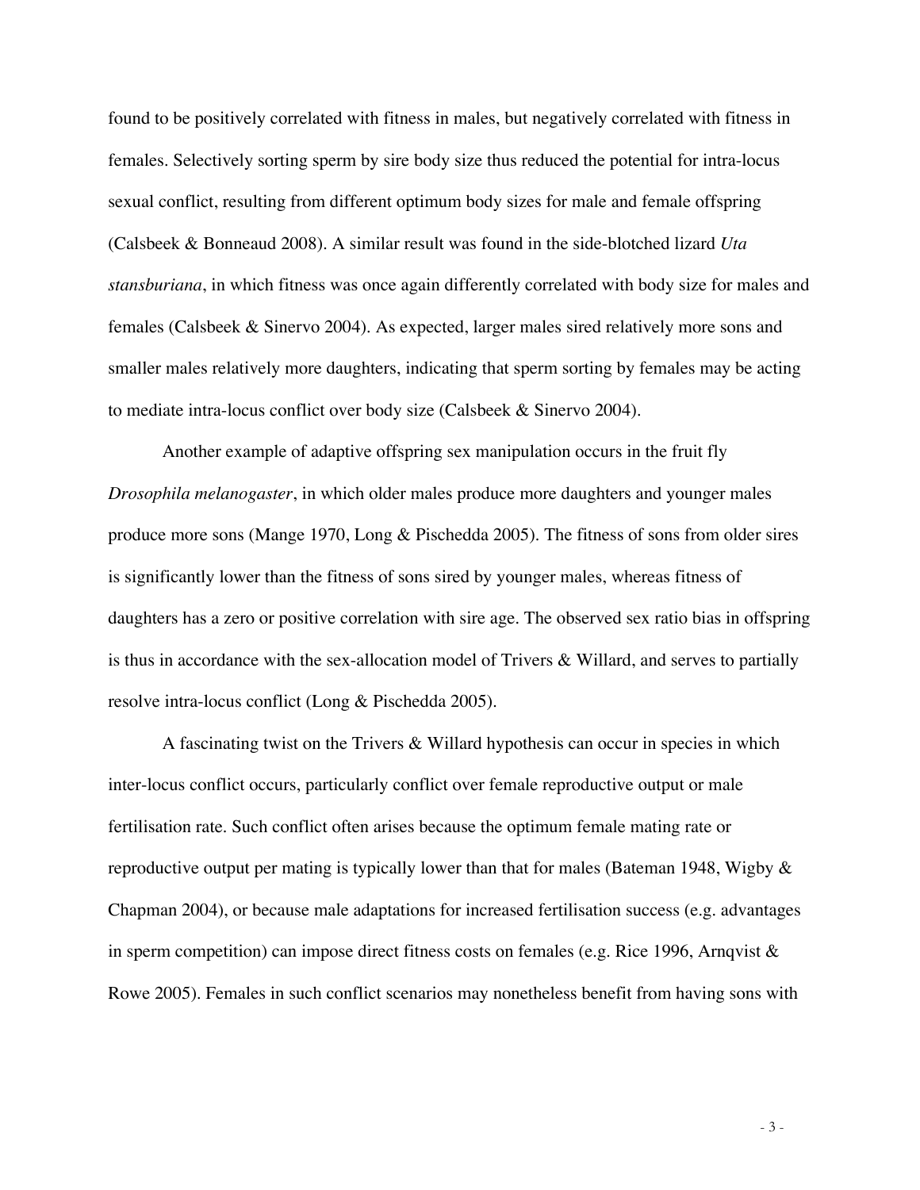found to be positively correlated with fitness in males, but negatively correlated with fitness in females. Selectively sorting sperm by sire body size thus reduced the potential for intra-locus sexual conflict, resulting from different optimum body sizes for male and female offspring (Calsbeek & Bonneaud 2008). A similar result was found in the side-blotched lizard *Uta stansburiana*, in which fitness was once again differently correlated with body size for males and females (Calsbeek & Sinervo 2004). As expected, larger males sired relatively more sons and smaller males relatively more daughters, indicating that sperm sorting by females may be acting to mediate intra-locus conflict over body size (Calsbeek & Sinervo 2004).

Another example of adaptive offspring sex manipulation occurs in the fruit fly *Drosophila melanogaster*, in which older males produce more daughters and younger males produce more sons (Mange 1970, Long & Pischedda 2005). The fitness of sons from older sires is significantly lower than the fitness of sons sired by younger males, whereas fitness of daughters has a zero or positive correlation with sire age. The observed sex ratio bias in offspring is thus in accordance with the sex-allocation model of Trivers & Willard, and serves to partially resolve intra-locus conflict (Long & Pischedda 2005).

A fascinating twist on the Trivers & Willard hypothesis can occur in species in which inter-locus conflict occurs, particularly conflict over female reproductive output or male fertilisation rate. Such conflict often arises because the optimum female mating rate or reproductive output per mating is typically lower than that for males (Bateman 1948, Wigby & Chapman 2004), or because male adaptations for increased fertilisation success (e.g. advantages in sperm competition) can impose direct fitness costs on females (e.g. Rice 1996, Arnqvist & Rowe 2005). Females in such conflict scenarios may nonetheless benefit from having sons with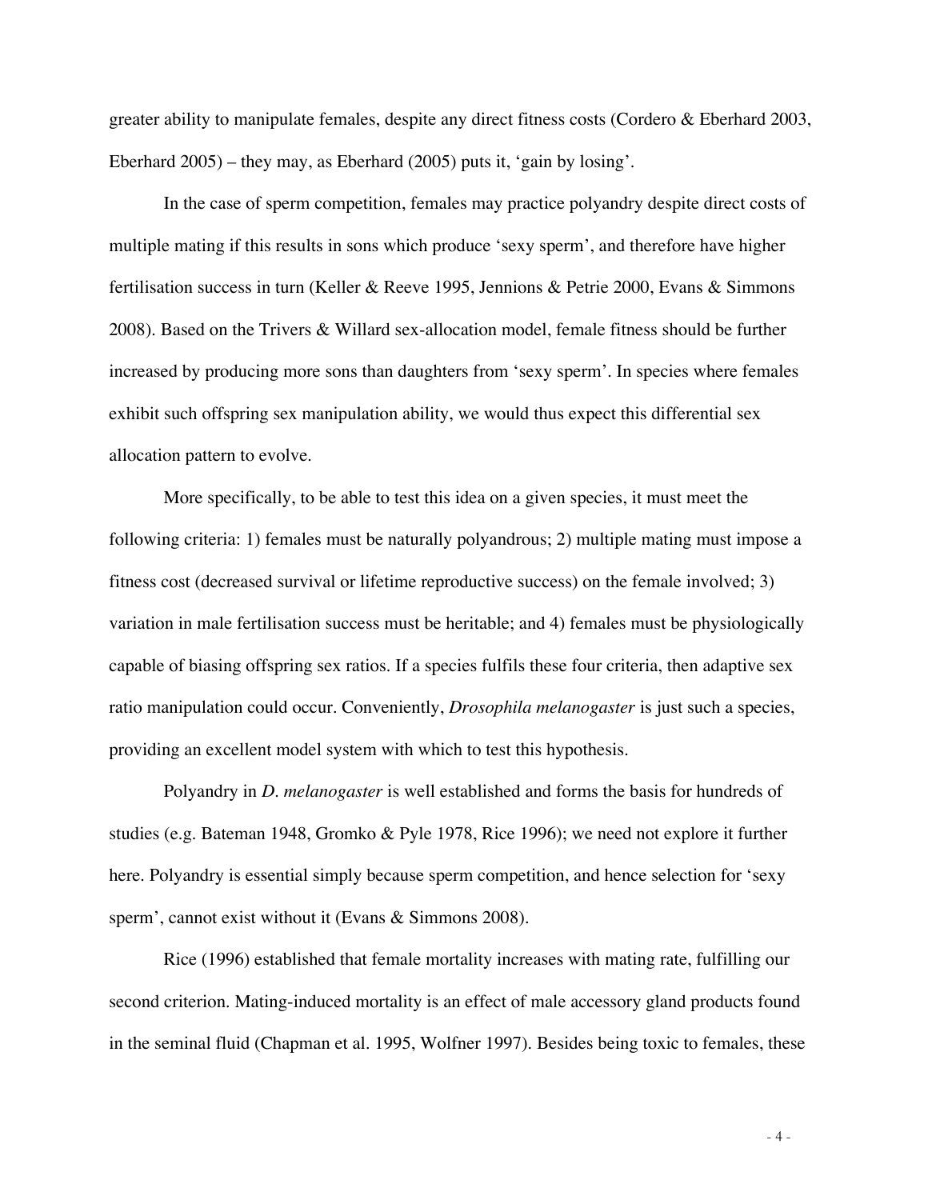greater ability to manipulate females, despite any direct fitness costs (Cordero & Eberhard 2003, Eberhard 2005) – they may, as Eberhard (2005) puts it, 'gain by losing'.

In the case of sperm competition, females may practice polyandry despite direct costs of multiple mating if this results in sons which produce 'sexy sperm', and therefore have higher fertilisation success in turn (Keller & Reeve 1995, Jennions & Petrie 2000, Evans & Simmons 2008). Based on the Trivers & Willard sex-allocation model, female fitness should be further increased by producing more sons than daughters from 'sexy sperm'. In species where females exhibit such offspring sex manipulation ability, we would thus expect this differential sex allocation pattern to evolve.

More specifically, to be able to test this idea on a given species, it must meet the following criteria: 1) females must be naturally polyandrous; 2) multiple mating must impose a fitness cost (decreased survival or lifetime reproductive success) on the female involved; 3) variation in male fertilisation success must be heritable; and 4) females must be physiologically capable of biasing offspring sex ratios. If a species fulfils these four criteria, then adaptive sex ratio manipulation could occur. Conveniently, *Drosophila melanogaster* is just such a species, providing an excellent model system with which to test this hypothesis.

Polyandry in *D. melanogaster* is well established and forms the basis for hundreds of studies (e.g. Bateman 1948, Gromko & Pyle 1978, Rice 1996); we need not explore it further here. Polyandry is essential simply because sperm competition, and hence selection for 'sexy sperm', cannot exist without it (Evans & Simmons 2008).

Rice (1996) established that female mortality increases with mating rate, fulfilling our second criterion. Mating-induced mortality is an effect of male accessory gland products found in the seminal fluid (Chapman et al. 1995, Wolfner 1997). Besides being toxic to females, these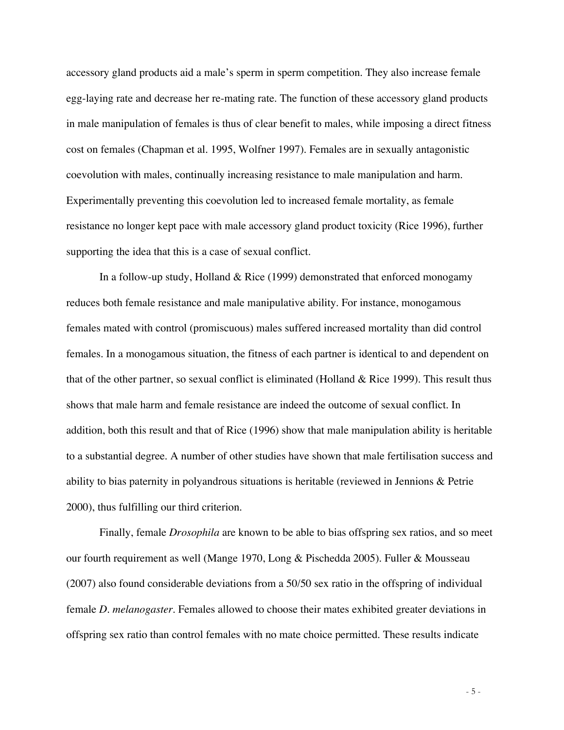accessory gland products aid a male's sperm in sperm competition. They also increase female egg-laying rate and decrease her re-mating rate. The function of these accessory gland products in male manipulation of females is thus of clear benefit to males, while imposing a direct fitness cost on females (Chapman et al. 1995, Wolfner 1997). Females are in sexually antagonistic coevolution with males, continually increasing resistance to male manipulation and harm. Experimentally preventing this coevolution led to increased female mortality, as female resistance no longer kept pace with male accessory gland product toxicity (Rice 1996), further supporting the idea that this is a case of sexual conflict.

In a follow-up study, Holland & Rice (1999) demonstrated that enforced monogamy reduces both female resistance and male manipulative ability. For instance, monogamous females mated with control (promiscuous) males suffered increased mortality than did control females. In a monogamous situation, the fitness of each partner is identical to and dependent on that of the other partner, so sexual conflict is eliminated (Holland & Rice 1999). This result thus shows that male harm and female resistance are indeed the outcome of sexual conflict. In addition, both this result and that of Rice (1996) show that male manipulation ability is heritable to a substantial degree. A number of other studies have shown that male fertilisation success and ability to bias paternity in polyandrous situations is heritable (reviewed in Jennions & Petrie 2000), thus fulfilling our third criterion.

Finally, female *Drosophila* are known to be able to bias offspring sex ratios, and so meet our fourth requirement as well (Mange 1970, Long & Pischedda 2005). Fuller & Mousseau (2007) also found considerable deviations from a 50/50 sex ratio in the offspring of individual female *D. melanogaster*. Females allowed to choose their mates exhibited greater deviations in offspring sex ratio than control females with no mate choice permitted. These results indicate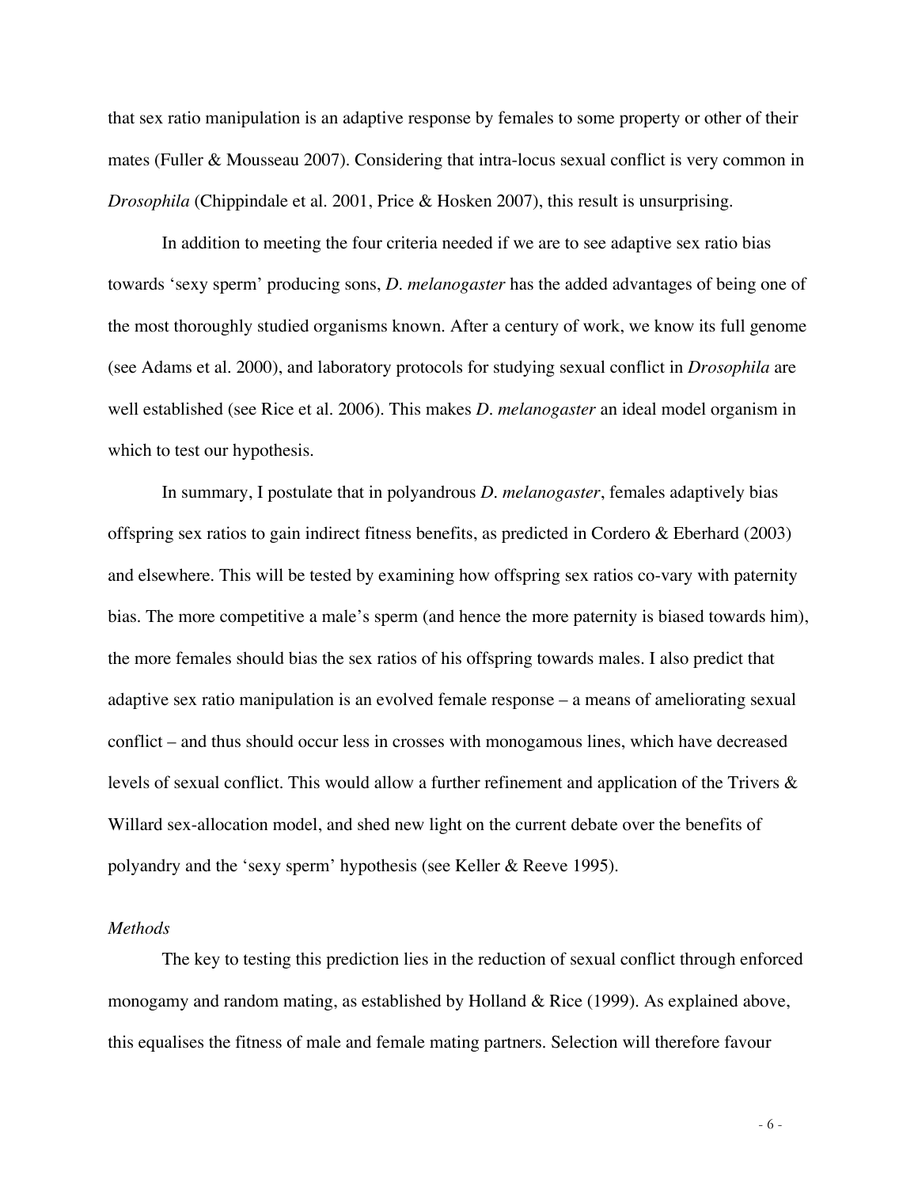that sex ratio manipulation is an adaptive response by females to some property or other of their mates (Fuller & Mousseau 2007). Considering that intra-locus sexual conflict is very common in *Drosophila* (Chippindale et al. 2001, Price & Hosken 2007), this result is unsurprising.

In addition to meeting the four criteria needed if we are to see adaptive sex ratio bias towards 'sexy sperm' producing sons, *D. melanogaster* has the added advantages of being one of the most thoroughly studied organisms known. After a century of work, we know its full genome (see Adams et al. 2000), and laboratory protocols for studying sexual conflict in *Drosophila* are well established (see Rice et al. 2006). This makes *D. melanogaster* an ideal model organism in which to test our hypothesis.

In summary, I postulate that in polyandrous *D. melanogaster*, females adaptively bias offspring sex ratios to gain indirect fitness benefits, as predicted in Cordero & Eberhard (2003) and elsewhere. This will be tested by examining how offspring sex ratios co-vary with paternity bias. The more competitive a male's sperm (and hence the more paternity is biased towards him), the more females should bias the sex ratios of his offspring towards males. I also predict that adaptive sex ratio manipulation is an evolved female response – a means of ameliorating sexual conflict – and thus should occur less in crosses with monogamous lines, which have decreased levels of sexual conflict. This would allow a further refinement and application of the Trivers & Willard sex-allocation model, and shed new light on the current debate over the benefits of polyandry and the 'sexy sperm' hypothesis (see Keller & Reeve 1995).

*Methods*

The key to testing this prediction lies in the reduction of sexual conflict through enforced monogamy and random mating, as established by Holland & Rice (1999). As explained above, this equalises the fitness of male and female mating partners. Selection will therefore favour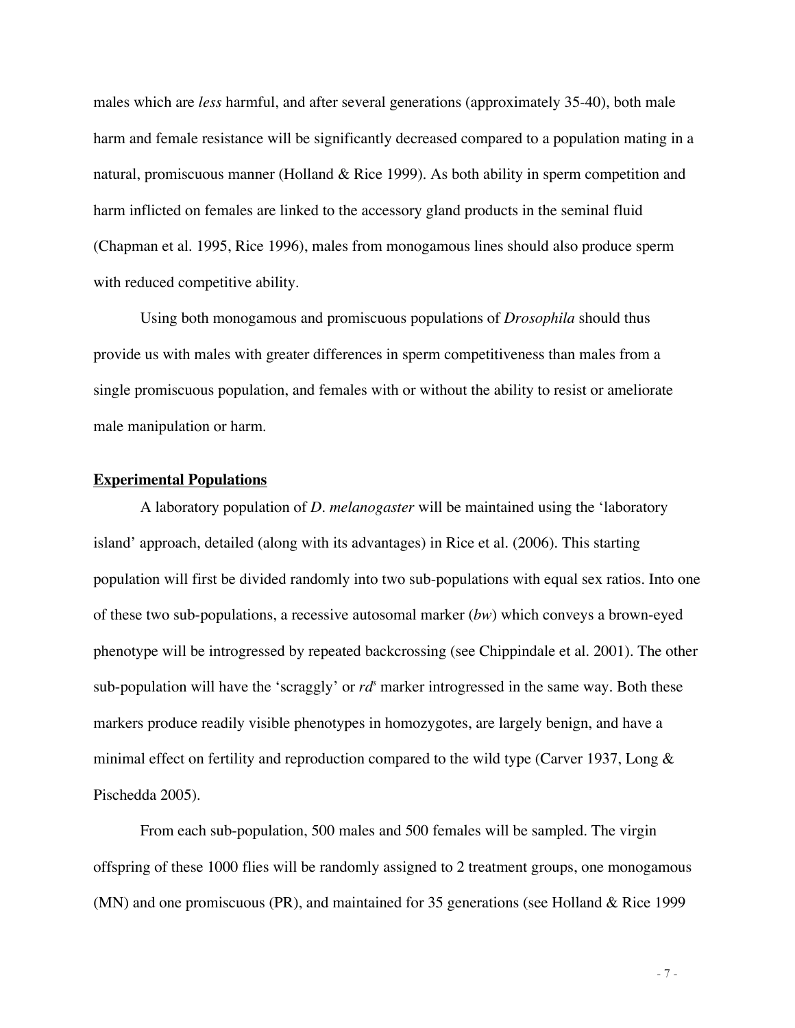males which are *less* harmful, and after several generations (approximately 35-40), both male harm and female resistance will be significantly decreased compared to a population mating in a natural, promiscuous manner (Holland & Rice 1999). As both ability in sperm competition and harm inflicted on females are linked to the accessory gland products in the seminal fluid (Chapman et al. 1995, Rice 1996), males from monogamous lines should also produce sperm with reduced competitive ability.

Using both monogamous and promiscuous populations of *Drosophila* should thus provide us with males with greater differences in sperm competitiveness than males from a single promiscuous population, and females with or without the ability to resist or ameliorate male manipulation or harm.

## Experimental Populations

A laboratory population of *D. melanogaster* will be maintained using the 'laboratory island' approach, detailed (along with its advantages) in Rice et al. (2006). This starting population will first be divided randomly into two sub-populations with equal sex ratios. Into one of these two sub-populations, a recessive autosomal marker (*bw*) which conveys a brown-eyed phenotype will be introgressed by repeated backcrossing (see Chippindale et al. 2001). The other sub-population will have the 'scraggly' or $rd^s$ marker introgressed in the same way. Both these markers produce readily visible phenotypes in homozygotes, are largely benign, and have a minimal effect on fertility and reproduction compared to the wild type (Carver 1937, Long & Pischedda 2005).

From each sub-population, 500 males and 500 females will be sampled. The virgin offspring of these 1000 flies will be randomly assigned to 2 treatment groups, one monogamous (MN) and one promiscuous (PR), and maintained for 35 generations (see Holland & Rice 1999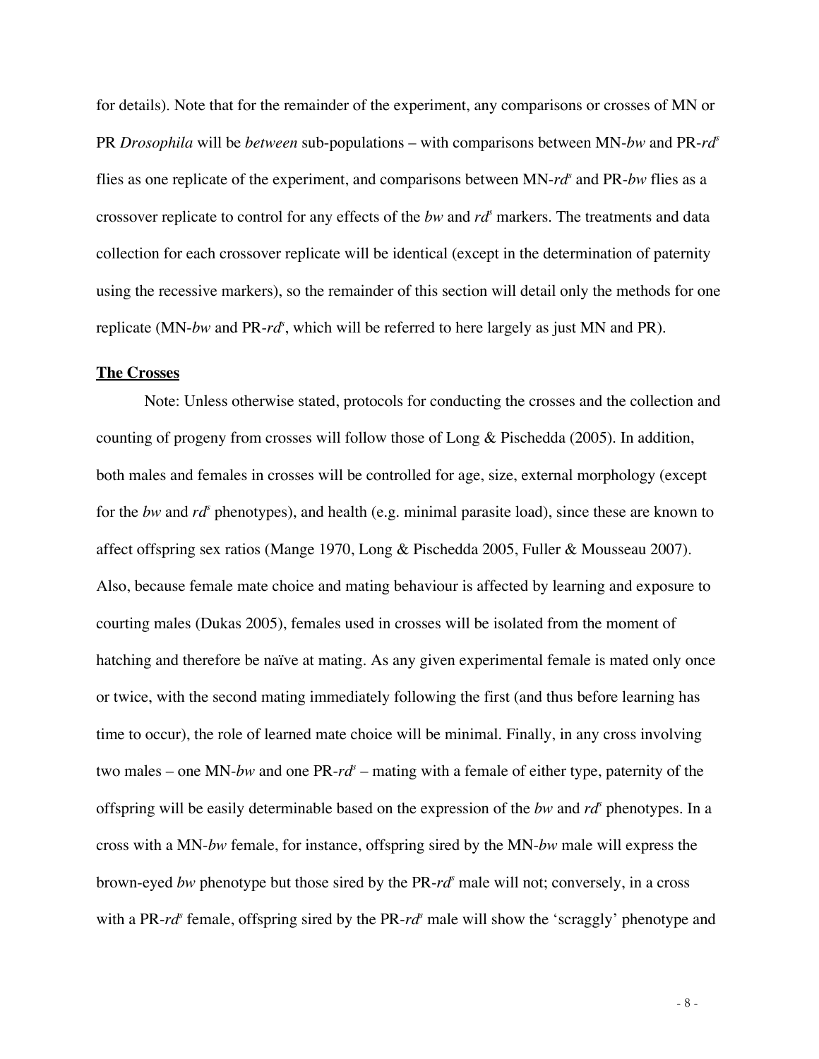for details). Note that for the remainder of the experiment, any comparisons or crosses of MN or PR *Drosophila* will be *between* sub-populations – with comparisons between MN-*bw* and PR-*rd*$^s$ flies as one replicate of the experiment, and comparisons between MN-*rd*$^s$ and PR-*bw* flies as a crossover replicate to control for any effects of the *bw* and *rd*$^s$ markers. The treatments and data collection for each crossover replicate will be identical (except in the determination of paternity using the recessive markers), so the remainder of this section will detail only the methods for one replicate (MN-*bw* and PR-*rd*$^s$, which will be referred to here largely as just MN and PR).

## The Crosses

Note: Unless otherwise stated, protocols for conducting the crosses and the collection and counting of progeny from crosses will follow those of Long & Pischedda (2005). In addition, both males and females in crosses will be controlled for age, size, external morphology (except for the *bw* and *rd*$^s$ phenotypes), and health (e.g. minimal parasite load), since these are known to affect offspring sex ratios (Mange 1970, Long & Pischedda 2005, Fuller & Mousseau 2007). Also, because female mate choice and mating behaviour is affected by learning and exposure to courting males (Dukas 2005), females used in crosses will be isolated from the moment of hatching and therefore be naïve at mating. As any given experimental female is mated only once or twice, with the second mating immediately following the first (and thus before learning has time to occur), the role of learned mate choice will be minimal. Finally, in any cross involving two males – one MN-*bw* and one PR-*rd*$^s$ – mating with a female of either type, paternity of the offspring will be easily determinable based on the expression of the *bw* and *rd*$^s$ phenotypes. In a cross with a MN-*bw* female, for instance, offspring sired by the MN-*bw* male will express the brown-eyed *bw* phenotype but those sired by the PR-*rd*$^s$ male will not; conversely, in a cross with a PR-*rd*$^s$ female, offspring sired by the PR-*rd*$^s$ male will show the 'scraggly' phenotype and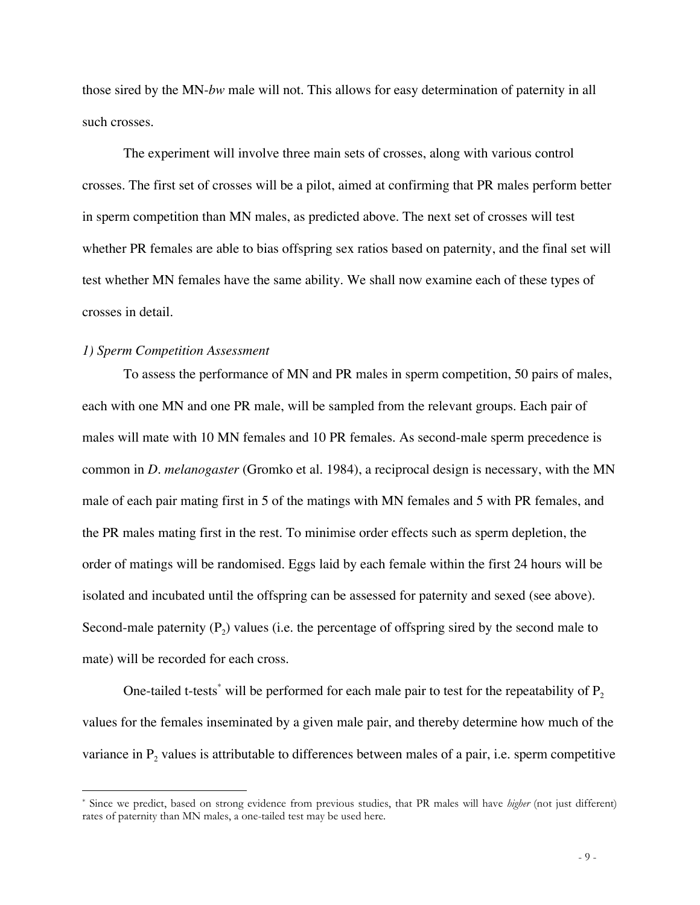those sired by the MN-*bw* male will not. This allows for easy determination of paternity in all such crosses.

The experiment will involve three main sets of crosses, along with various control crosses. The first set of crosses will be a pilot, aimed at confirming that PR males perform better in sperm competition than MN males, as predicted above. The next set of crosses will test whether PR females are able to bias offspring sex ratios based on paternity, and the final set will test whether MN females have the same ability. We shall now examine each of these types of crosses in detail.

*1) Sperm Competition Assessment*

To assess the performance of MN and PR males in sperm competition, 50 pairs of males, each with one MN and one PR male, will be sampled from the relevant groups. Each pair of males will mate with 10 MN females and 10 PR females. As second-male sperm precedence is common in *D. melanogaster* (Gromko et al. 1984), a reciprocal design is necessary, with the MN male of each pair mating first in 5 of the matings with MN females and 5 with PR females, and the PR males mating first in the rest. To minimise order effects such as sperm depletion, the order of matings will be randomised. Eggs laid by each female within the first 24 hours will be isolated and incubated until the offspring can be assessed for paternity and sexed (see above). Second-male paternity ($P_2$) values (i.e. the percentage of offspring sired by the second male to mate) will be recorded for each cross.

One-tailed t-tests[*] will be performed for each male pair to test for the repeatability of $P_2$ values for the females inseminated by a given male pair, and thereby determine how much of the variance in $P_2$ values is attributable to differences between males of a pair, i.e. sperm competitive

---

[*] Since we predict, based on strong evidence from previous studies, that PR males will have *higher* (not just different) rates of paternity than MN males, a one-tailed test may be used here.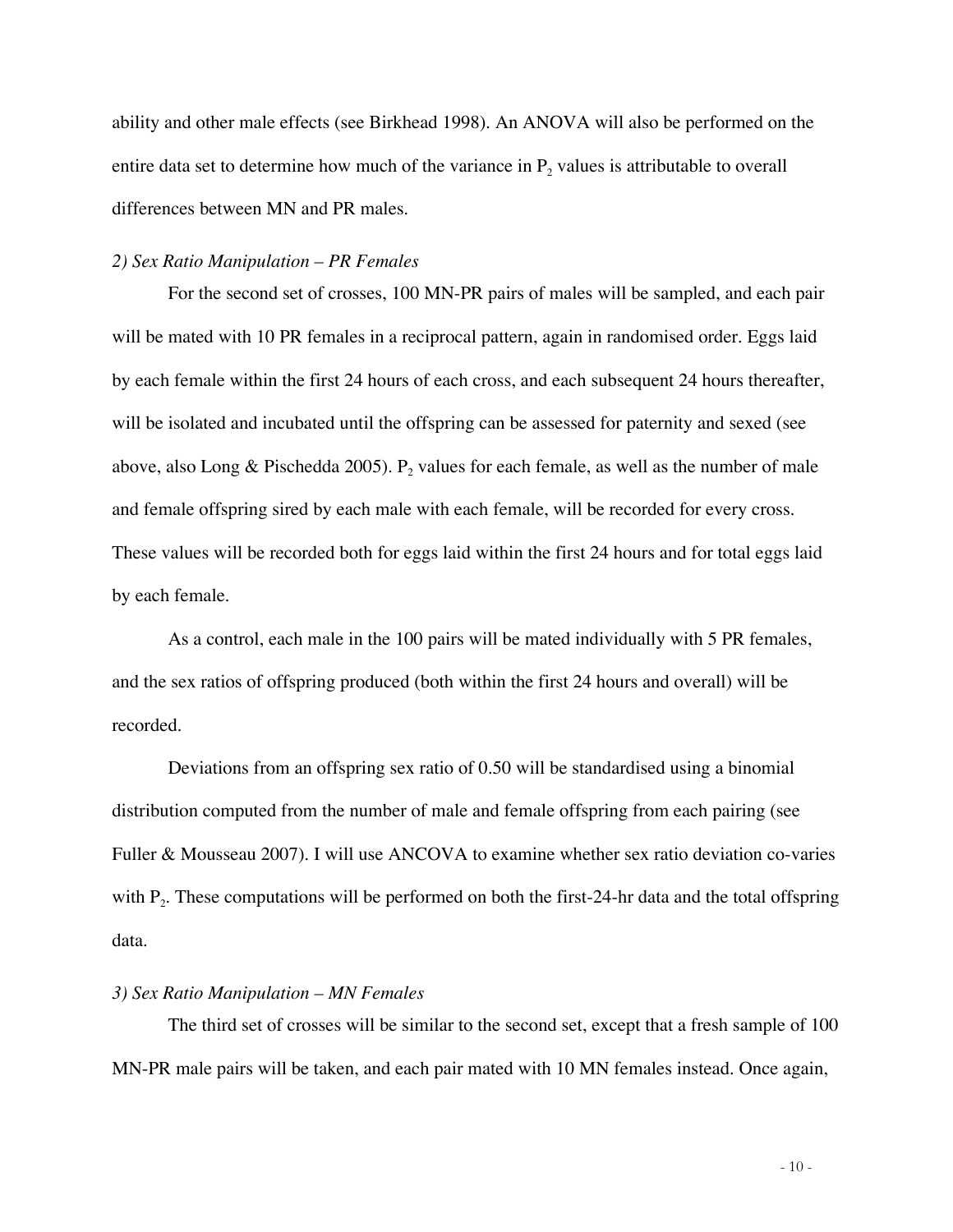ability and other male effects (see Birkhead 1998). An ANOVA will also be performed on the entire data set to determine how much of the variance in $P_2$ values is attributable to overall differences between MN and PR males.

*2) Sex Ratio Manipulation – PR Females*

For the second set of crosses, 100 MN-PR pairs of males will be sampled, and each pair will be mated with 10 PR females in a reciprocal pattern, again in randomised order. Eggs laid by each female within the first 24 hours of each cross, and each subsequent 24 hours thereafter, will be isolated and incubated until the offspring can be assessed for paternity and sexed (see above, also Long & Pischedda 2005). $P_2$ values for each female, as well as the number of male and female offspring sired by each male with each female, will be recorded for every cross. These values will be recorded both for eggs laid within the first 24 hours and for total eggs laid by each female.

As a control, each male in the 100 pairs will be mated individually with 5 PR females, and the sex ratios of offspring produced (both within the first 24 hours and overall) will be recorded.

Deviations from an offspring sex ratio of 0.50 will be standardised using a binomial distribution computed from the number of male and female offspring from each pairing (see Fuller & Mousseau 2007). I will use ANCOVA to examine whether sex ratio deviation co-varies with $P_2$. These computations will be performed on both the first-24-hr data and the total offspring data.

*3) Sex Ratio Manipulation – MN Females*

The third set of crosses will be similar to the second set, except that a fresh sample of 100 MN-PR male pairs will be taken, and each pair mated with 10 MN females instead. Once again,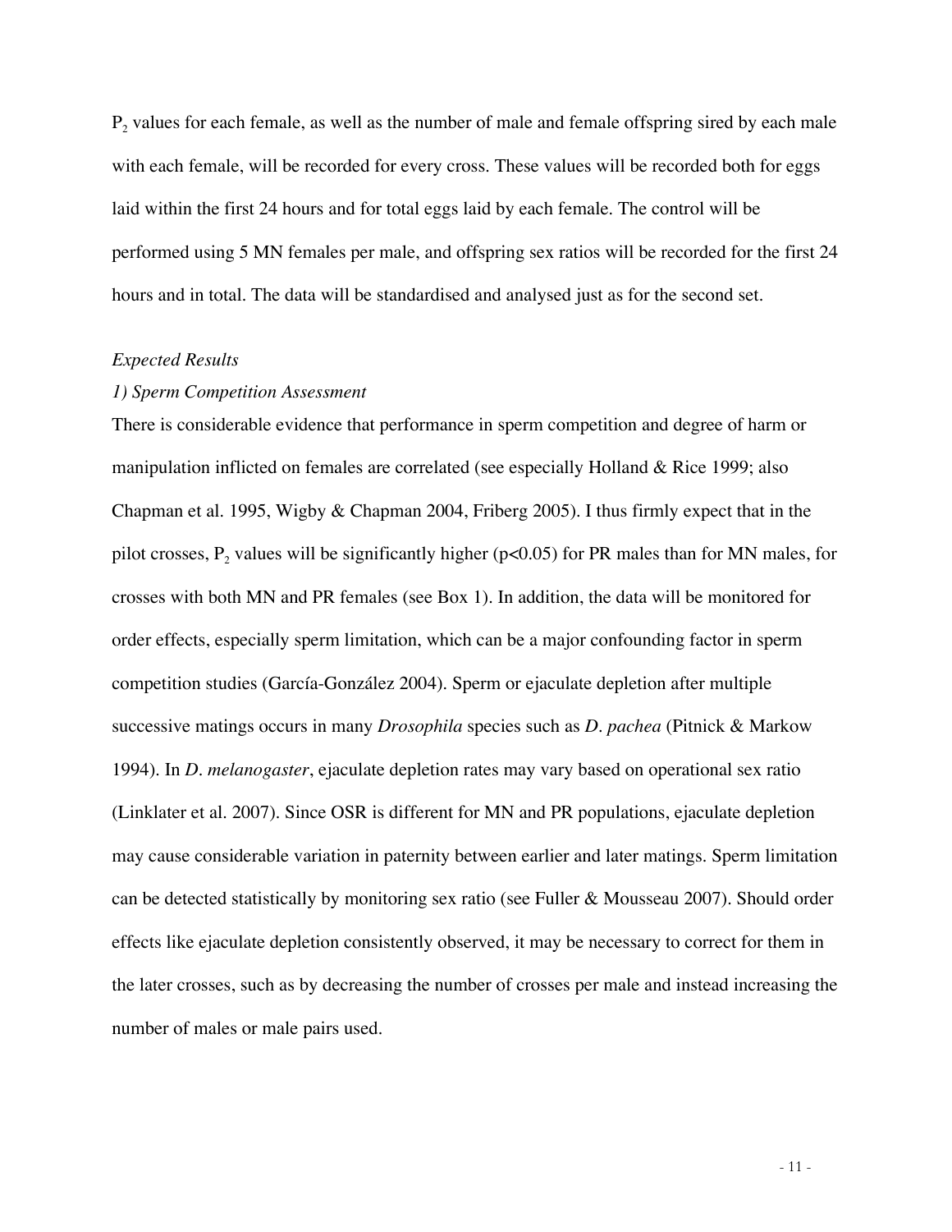$P_2$ values for each female, as well as the number of male and female offspring sired by each male with each female, will be recorded for every cross. These values will be recorded both for eggs laid within the first 24 hours and for total eggs laid by each female. The control will be performed using 5 MN females per male, and offspring sex ratios will be recorded for the first 24 hours and in total. The data will be standardised and analysed just as for the second set.

*Expected Results*

*1) Sperm Competition Assessment*

There is considerable evidence that performance in sperm competition and degree of harm or manipulation inflicted on females are correlated (see especially Holland & Rice 1999; also Chapman et al. 1995, Wigby & Chapman 2004, Friberg 2005). I thus firmly expect that in the pilot crosses, $P_2$ values will be significantly higher ($p<0.05$) for PR males than for MN males, for crosses with both MN and PR females (see Box 1). In addition, the data will be monitored for order effects, especially sperm limitation, which can be a major confounding factor in sperm competition studies (García-González 2004). Sperm or ejaculate depletion after multiple successive matings occurs in many *Drosophila* species such as *D. pachea* (Pitnick & Markow 1994). In *D. melanogaster*, ejaculate depletion rates may vary based on operational sex ratio (Linklater et al. 2007). Since OSR is different for MN and PR populations, ejaculate depletion may cause considerable variation in paternity between earlier and later matings. Sperm limitation can be detected statistically by monitoring sex ratio (see Fuller & Mousseau 2007). Should order effects like ejaculate depletion consistently observed, it may be necessary to correct for them in the later crosses, such as by decreasing the number of crosses per male and instead increasing the number of males or male pairs used.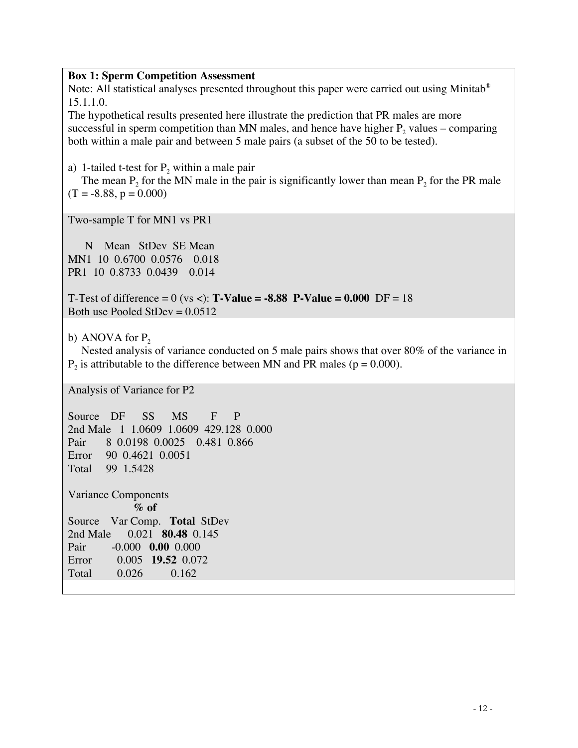**Box 1: Sperm Competition Assessment**

Note: All statistical analyses presented throughout this paper were carried out using Minitab® 15.1.1.0.

The hypothetical results presented here illustrate the prediction that PR males are more successful in sperm competition than MN males, and hence have higher $P_2$ values – comparing both within a male pair and between 5 male pairs (a subset of the 50 to be tested).

a) 1-tailed t-test for $P_2$ within a male pair

The mean $P_2$ for the MN male in the pair is significantly lower than mean $P_2$ for the PR male ($T = -8.88$, $p = 0.000$)

Two-sample T for MN1 vs PR1

|  | N | Mean | StDev | SE Mean |
|---|---|---|---|---|
| MN1 | 10 | 0.6700 | 0.0576 | 0.018 |
| PR1 | 10 | 0.8733 | 0.0439 | 0.014 |

T-Test of difference = 0 (vs <): **T-Value = -8.88 P-Value = 0.000** DF = 18

Both use Pooled StDev = 0.0512

b) ANOVA for $P_2$

Nested analysis of variance conducted on 5 male pairs shows that over 80% of the variance in $P_2$ is attributable to the difference between MN and PR males ($p = 0.000$).

Analysis of Variance for P2

| Source | DF | SS | MS | F | P |
|---|---|---|---|---|---|
| 2nd Male | 1 | 1.0609 | 1.0609 | 429.128 | 0.000 |
| Pair | 8 | 0.0198 | 0.0025 | 0.481 | 0.866 |
| Error | 90 | 0.4621 | 0.0051 | | |
| Total | 99 | 1.5428 | | | |

Variance Components

| Source | Var Comp. | **% of Total** | StDev |
|---|---|---|---|
| 2nd Male | 0.021 | **80.48** | 0.145 |
| Pair | -0.000 | **0.00** | 0.000 |
| Error | 0.005 | **19.52** | 0.072 |
| Total | 0.026 | | 0.162 |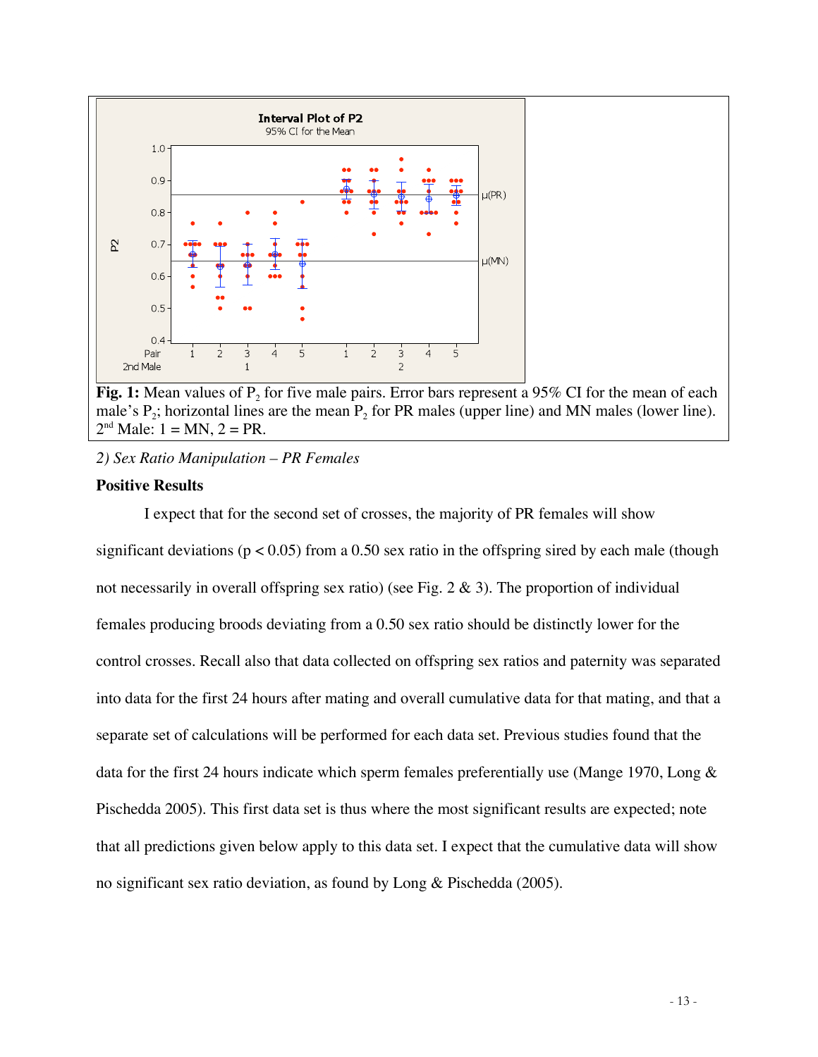**Fig. 1:** Mean values of $P_2$ for five male pairs. Error bars represent a 95% CI for the mean of each male's $P_2$; horizontal lines are the mean $P_2$ for PR males (upper line) and MN males (lower line). 2[nd] Male: 1 = MN, 2 = PR.

*2) Sex Ratio Manipulation – PR Females*

**Positive Results**

I expect that for the second set of crosses, the majority of PR females will show significant deviations ($p < 0.05$) from a 0.50 sex ratio in the offspring sired by each male (though not necessarily in overall offspring sex ratio) (see Fig. 2 & 3). The proportion of individual females producing broods deviating from a 0.50 sex ratio should be distinctly lower for the control crosses. Recall also that data collected on offspring sex ratios and paternity was separated into data for the first 24 hours after mating and overall cumulative data for that mating, and that a separate set of calculations will be performed for each data set. Previous studies found that the data for the first 24 hours indicate which sperm females preferentially use (Mange 1970, Long & Pischedda 2005). This first data set is thus where the most significant results are expected; note that all predictions given below apply to this data set. I expect that the cumulative data will show no significant sex ratio deviation, as found by Long & Pischedda (2005).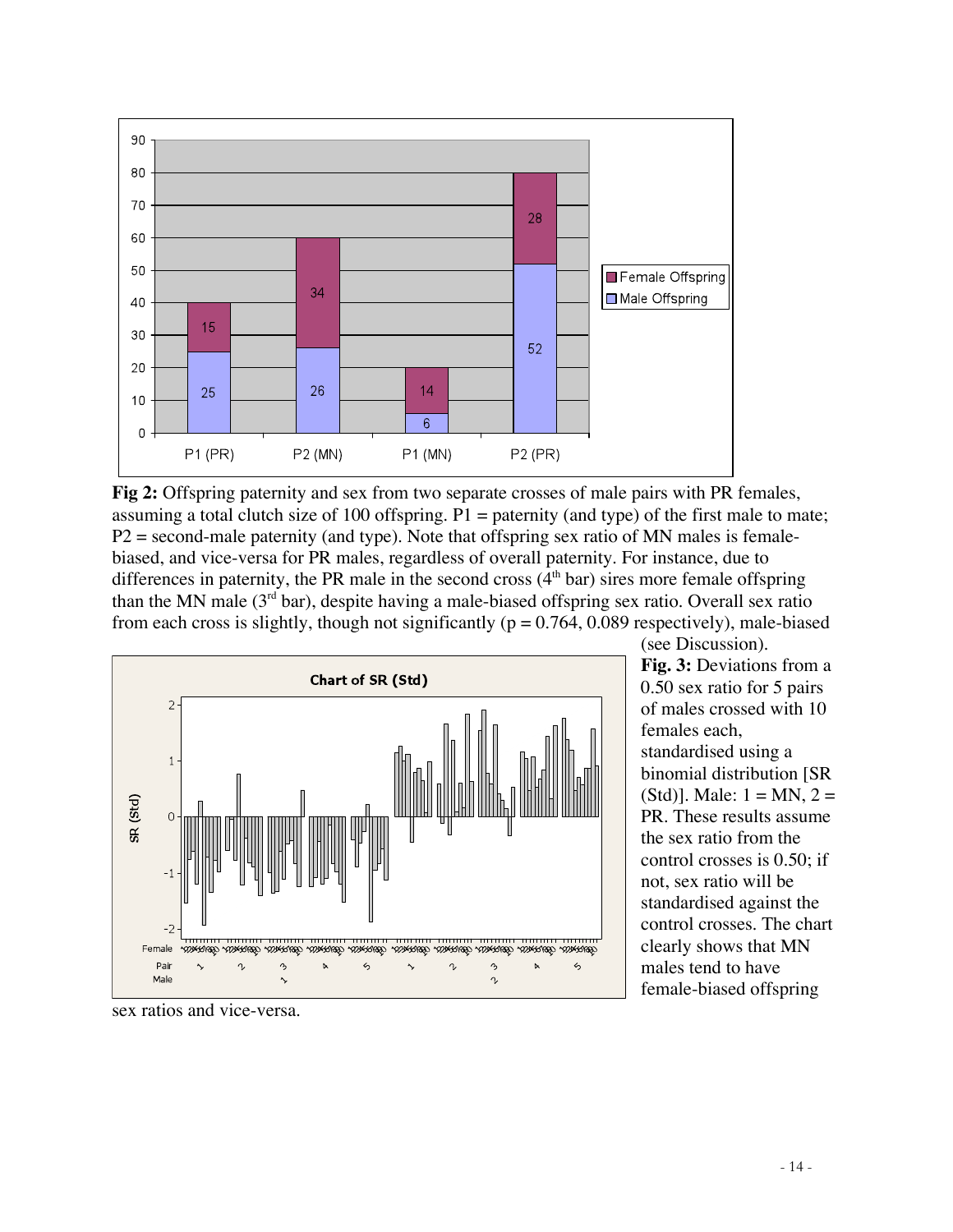**Fig 2:** Offspring paternity and sex from two separate crosses of male pairs with PR females, assuming a total clutch size of 100 offspring. P1 = paternity (and type) of the first male to mate; P2 = second-male paternity (and type). Note that offspring sex ratio of MN males is female-biased, and vice-versa for PR males, regardless of overall paternity. For instance, due to differences in paternity, the PR male in the second cross (4th bar) sires more female offspring than the MN male (3rd bar), despite having a male-biased offspring sex ratio. Overall sex ratio from each cross is slightly, though not significantly ($p = 0.764$, $0.089$ respectively), male-biased (see Discussion).

**Fig. 3:** Deviations from a 0.50 sex ratio for 5 pairs of males crossed with 10 females each, standardised using a binomial distribution [SR (Std)]. Male: 1 = MN, 2 = PR. These results assume the sex ratio from the control crosses is 0.50; if not, sex ratio will be standardised against the control crosses. The chart clearly shows that MN males tend to have female-biased offspring sex ratios and vice-versa.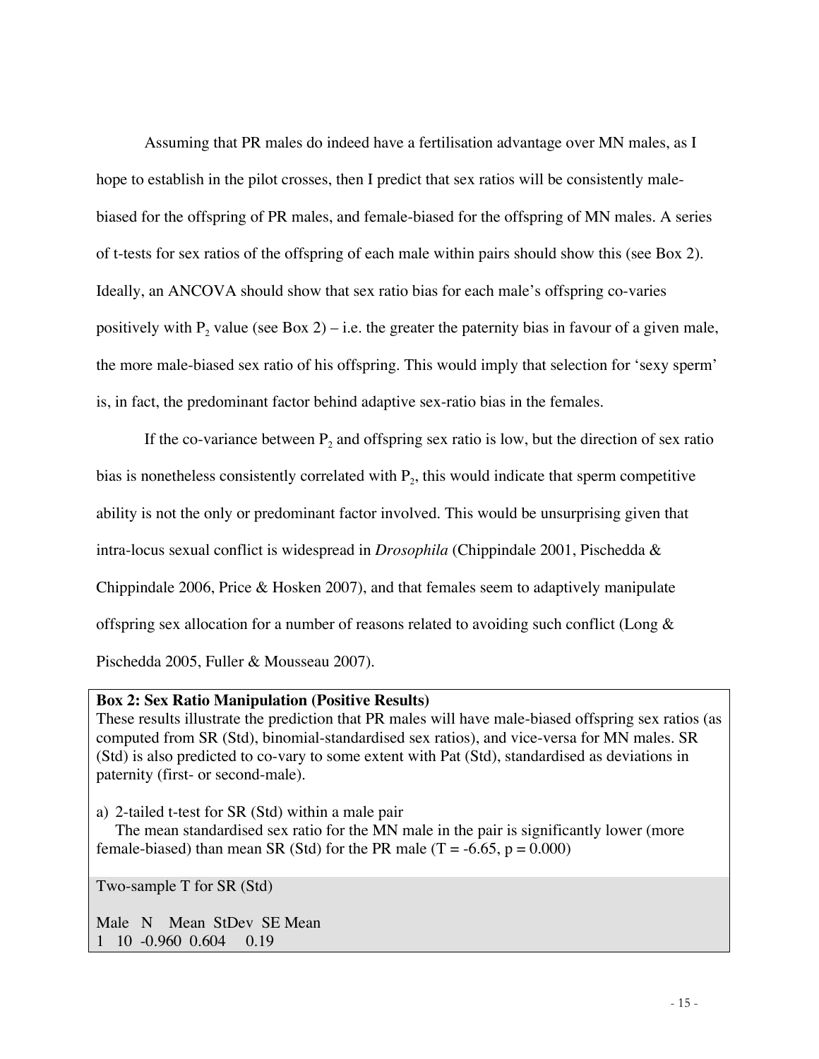Assuming that PR males do indeed have a fertilisation advantage over MN males, as I hope to establish in the pilot crosses, then I predict that sex ratios will be consistently male-biased for the offspring of PR males, and female-biased for the offspring of MN males. A series of t-tests for sex ratios of the offspring of each male within pairs should show this (see Box 2). Ideally, an ANCOVA should show that sex ratio bias for each male's offspring co-varies positively with $P_2$ value (see Box 2) – i.e. the greater the paternity bias in favour of a given male, the more male-biased sex ratio of his offspring. This would imply that selection for 'sexy sperm' is, in fact, the predominant factor behind adaptive sex-ratio bias in the females.

If the co-variance between $P_2$ and offspring sex ratio is low, but the direction of sex ratio bias is nonetheless consistently correlated with $P_2$, this would indicate that sperm competitive ability is not the only or predominant factor involved. This would be unsurprising given that intra-locus sexual conflict is widespread in *Drosophila* (Chippindale 2001, Pischedda & Chippindale 2006, Price & Hosken 2007), and that females seem to adaptively manipulate offspring sex allocation for a number of reasons related to avoiding such conflict (Long & Pischedda 2005, Fuller & Mousseau 2007).

**Box 2: Sex Ratio Manipulation (Positive Results)**
These results illustrate the prediction that PR males will have male-biased offspring sex ratios (as computed from SR (Std), binomial-standardised sex ratios), and vice-versa for MN males. SR (Std) is also predicted to co-vary to some extent with Pat (Std), standardised as deviations in paternity (first- or second-male).

a) 2-tailed t-test for SR (Std) within a male pair
The mean standardised sex ratio for the MN male in the pair is significantly lower (more female-biased) than mean SR (Std) for the PR male ($T = -6.65$, $p = 0.000$)

Two-sample T for SR (Std)

| Male | N | Mean | StDev | SE Mean |
|---|---|---|---|---|
| 1 | 10 | -0.960 | 0.604 | 0.19 |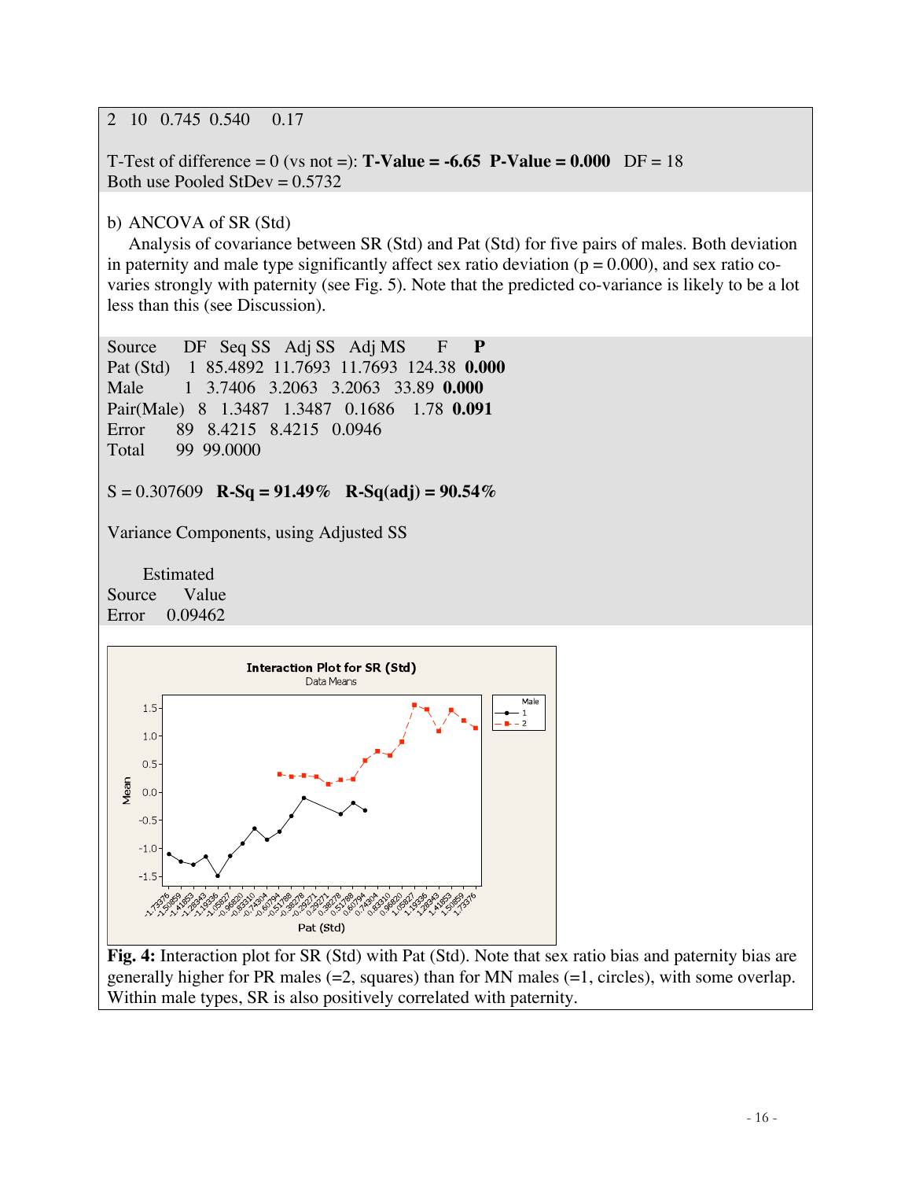2 10 0.745 0.540 0.17

T-Test of difference = 0 (vs not =): **T-Value = -6.65 P-Value = 0.000** DF = 18
Both use Pooled StDev = 0.5732

b) ANCOVA of SR (Std)

Analysis of covariance between SR (Std) and Pat (Std) for five pairs of males. Both deviation in paternity and male type significantly affect sex ratio deviation (p = 0.000), and sex ratio co-varies strongly with paternity (see Fig. 5). Note that the predicted co-variance is likely to be a lot less than this (see Discussion).

| Source | DF | Seq SS | Adj SS | Adj MS | F | **P** |
|---|---|---|---|---|---|---|
| Pat (Std) | 1 | 85.4892 | 11.7693 | 11.7693 | 124.38 | **0.000** |
| Male | 1 | 3.7406 | 3.2063 | 3.2063 | 33.89 | **0.000** |
| Pair(Male) | 8 | 1.3487 | 1.3487 | 0.1686 | 1.78 | **0.091** |
| Error | 89 | 8.4215 | 8.4215 | 0.0946 | | |
| Total | 99 | 99.0000 | | | | |

S = 0.307609 **R-Sq = 91.49% R-Sq(adj) = 90.54%**

Variance Components, using Adjusted SS

| Source | Estimated Value |
|---|---|
| Error | 0.09462 |

**Fig. 4:** Interaction plot for SR (Std) with Pat (Std). Note that sex ratio bias and paternity bias are generally higher for PR males (=2, squares) than for MN males (=1, circles), with some overlap. Within male types, SR is also positively correlated with paternity.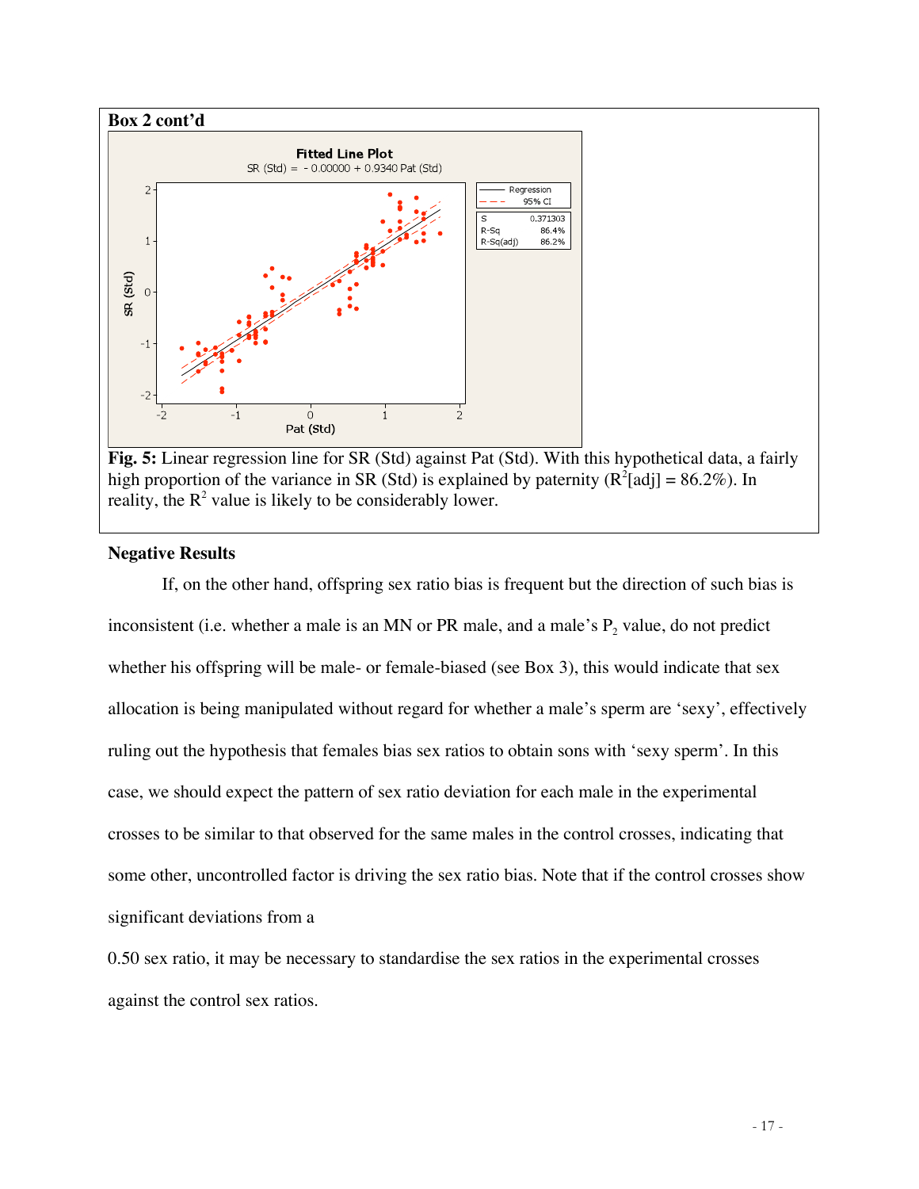**Box 2 cont'd**

Fig. 5: Linear regression line for SR (Std) against Pat (Std). With this hypothetical data, a fairly high proportion of the variance in SR (Std) is explained by paternity ($R^2$[adj] = 86.2%). In reality, the $R^2$ value is likely to be considerably lower.

**Negative Results**

If, on the other hand, offspring sex ratio bias is frequent but the direction of such bias is inconsistent (i.e. whether a male is an MN or PR male, and a male's $P_2$ value, do not predict whether his offspring will be male- or female-biased (see Box 3), this would indicate that sex allocation is being manipulated without regard for whether a male's sperm are 'sexy', effectively ruling out the hypothesis that females bias sex ratios to obtain sons with 'sexy sperm'. In this case, we should expect the pattern of sex ratio deviation for each male in the experimental crosses to be similar to that observed for the same males in the control crosses, indicating that some other, uncontrolled factor is driving the sex ratio bias. Note that if the control crosses show significant deviations from a 0.50 sex ratio, it may be necessary to standardise the sex ratios in the experimental crosses against the control sex ratios.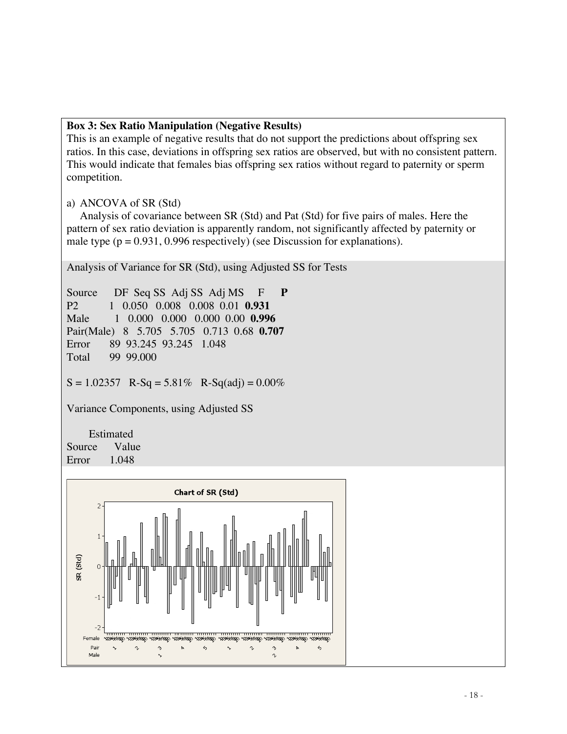**Box 3: Sex Ratio Manipulation (Negative Results)**

This is an example of negative results that do not support the predictions about offspring sex ratios. In this case, deviations in offspring sex ratios are observed, but with no consistent pattern. This would indicate that females bias offspring sex ratios without regard to paternity or sperm competition.

a) ANCOVA of SR (Std)

Analysis of covariance between SR (Std) and Pat (Std) for five pairs of males. Here the pattern of sex ratio deviation is apparently random, not significantly affected by paternity or male type (p = 0.931, 0.996 respectively) (see Discussion for explanations).

Analysis of Variance for SR (Std), using Adjusted SS for Tests

| Source | DF | Seq SS | Adj SS | Adj MS | F | **P** |
|---|---|---|---|---|---|---|
| P2 | 1 | 0.050 | 0.008 | 0.008 | 0.01 | **0.931** |
| Male | 1 | 0.000 | 0.000 | 0.000 | 0.00 | **0.996** |
| Pair(Male) | 8 | 5.705 | 5.705 | 0.713 | 0.68 | **0.707** |
| Error | 89 | 93.245 | 93.245 | 1.048 | | |
| Total | 99 | 99.000 | | | | |

S = 1.02357   R-Sq = 5.81%   R-Sq(adj) = 0.00%

Variance Components, using Adjusted SS

| Source | Estimated Value |
|---|---|
| Error | 1.048 |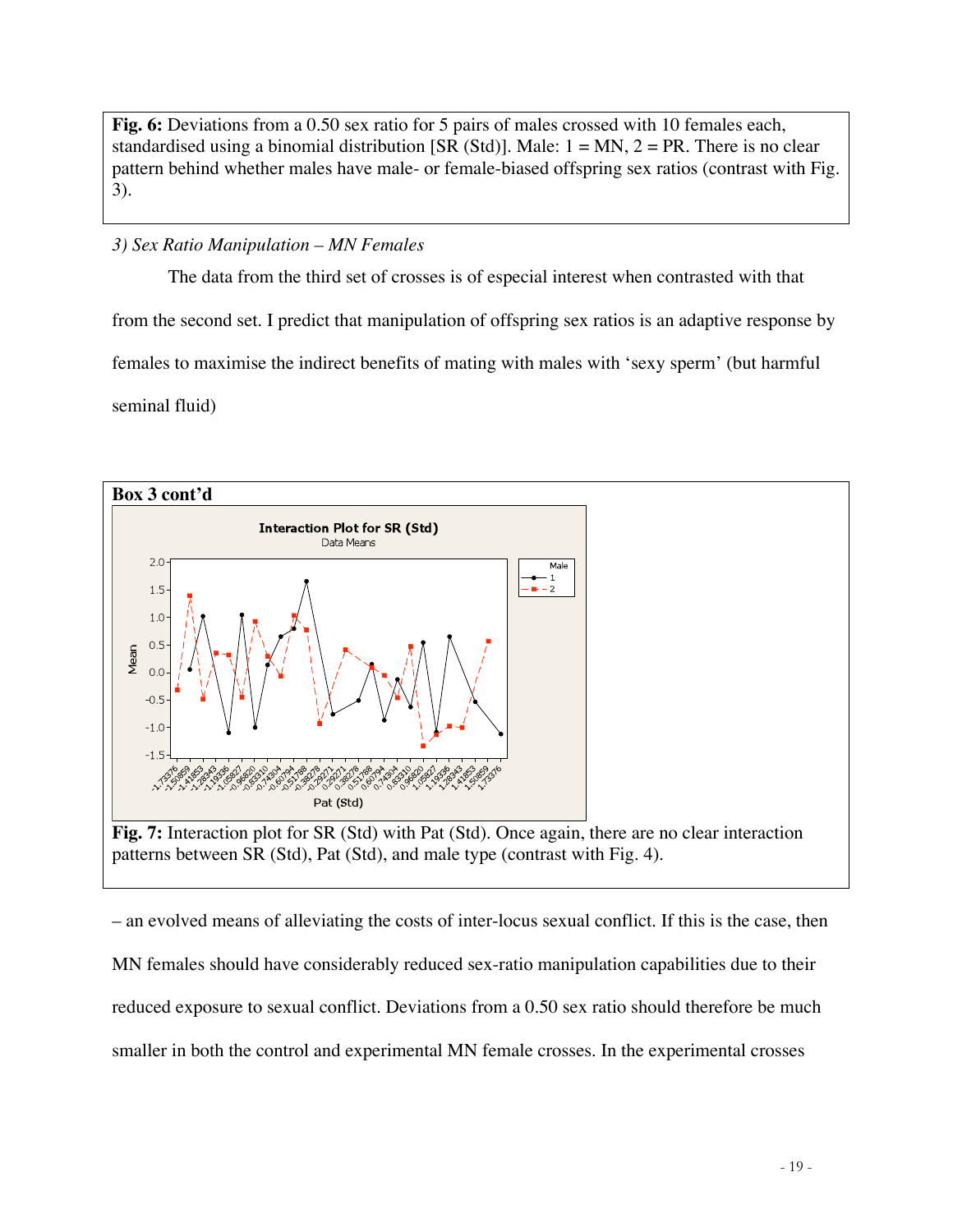**Fig. 6:** Deviations from a 0.50 sex ratio for 5 pairs of males crossed with 10 females each, standardised using a binomial distribution [SR (Std)]. Male: 1 = MN, 2 = PR. There is no clear pattern behind whether males have male- or female-biased offspring sex ratios (contrast with Fig. 3).

*3) Sex Ratio Manipulation – MN Females*

The data from the third set of crosses is of especial interest when contrasted with that from the second set. I predict that manipulation of offspring sex ratios is an adaptive response by females to maximise the indirect benefits of mating with males with 'sexy sperm' (but harmful seminal fluid)

**Box 3 cont'd**

**Fig. 7:** Interaction plot for SR (Std) with Pat (Std). Once again, there are no clear interaction patterns between SR (Std), Pat (Std), and male type (contrast with Fig. 4).

– an evolved means of alleviating the costs of inter-locus sexual conflict. If this is the case, then MN females should have considerably reduced sex-ratio manipulation capabilities due to their reduced exposure to sexual conflict. Deviations from a 0.50 sex ratio should therefore be much smaller in both the control and experimental MN female crosses. In the experimental crosses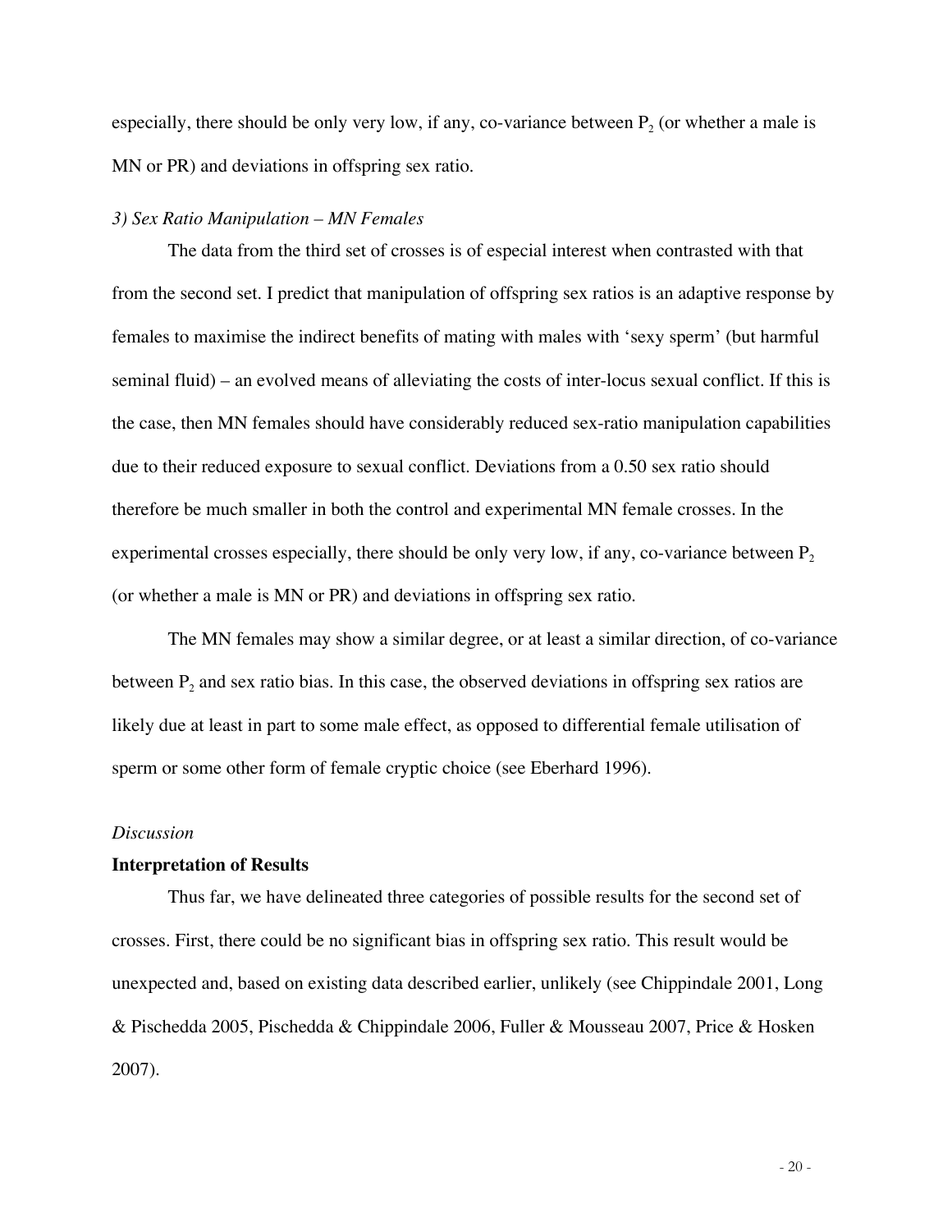especially, there should be only very low, if any, co-variance between $P_2$ (or whether a male is MN or PR) and deviations in offspring sex ratio.

*3) Sex Ratio Manipulation – MN Females*

The data from the third set of crosses is of especial interest when contrasted with that from the second set. I predict that manipulation of offspring sex ratios is an adaptive response by females to maximise the indirect benefits of mating with males with 'sexy sperm' (but harmful seminal fluid) – an evolved means of alleviating the costs of inter-locus sexual conflict. If this is the case, then MN females should have considerably reduced sex-ratio manipulation capabilities due to their reduced exposure to sexual conflict. Deviations from a 0.50 sex ratio should therefore be much smaller in both the control and experimental MN female crosses. In the experimental crosses especially, there should be only very low, if any, co-variance between $P_2$ (or whether a male is MN or PR) and deviations in offspring sex ratio.

The MN females may show a similar degree, or at least a similar direction, of co-variance between $P_2$ and sex ratio bias. In this case, the observed deviations in offspring sex ratios are likely due at least in part to some male effect, as opposed to differential female utilisation of sperm or some other form of female cryptic choice (see Eberhard 1996).

*Discussion*

**Interpretation of Results**

Thus far, we have delineated three categories of possible results for the second set of crosses. First, there could be no significant bias in offspring sex ratio. This result would be unexpected and, based on existing data described earlier, unlikely (see Chippindale 2001, Long & Pischedda 2005, Pischedda & Chippindale 2006, Fuller & Mousseau 2007, Price & Hosken 2007).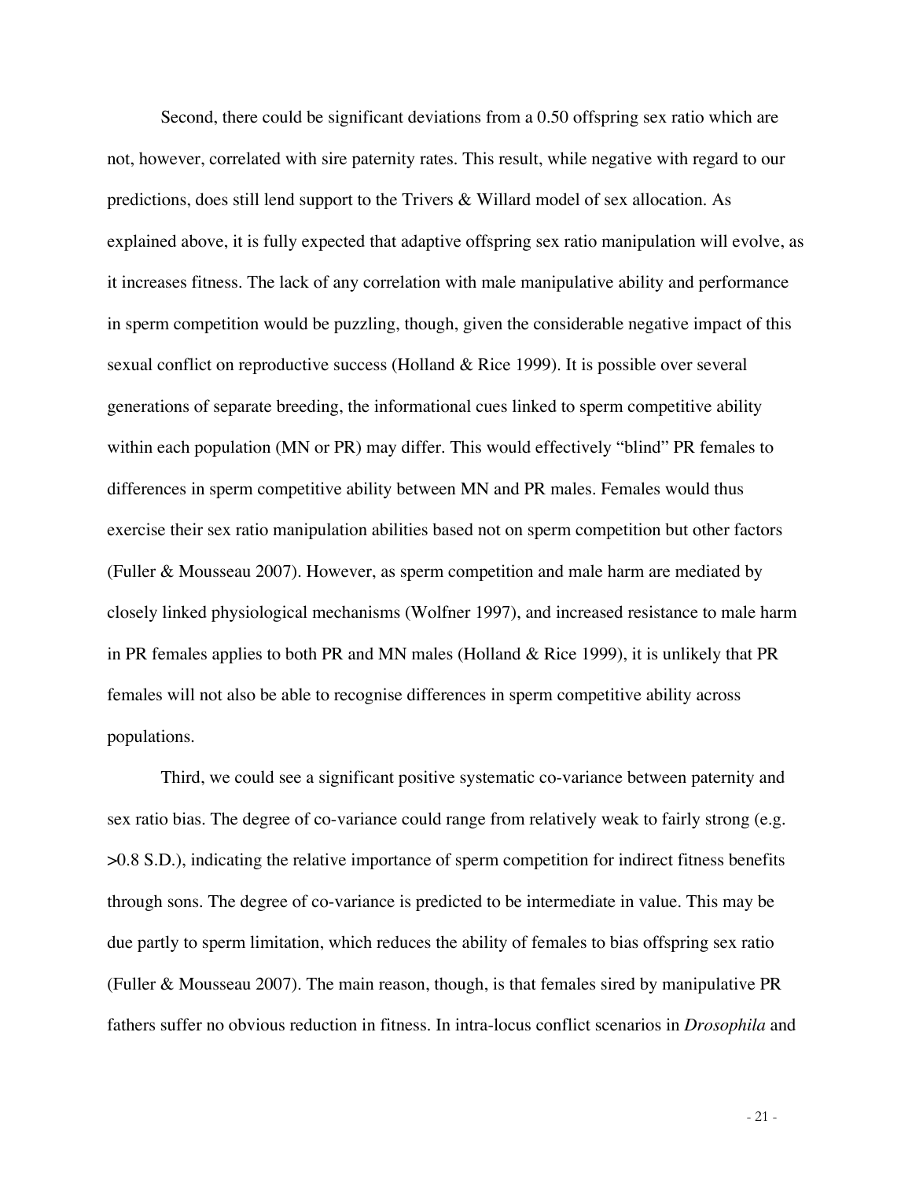Second, there could be significant deviations from a 0.50 offspring sex ratio which are not, however, correlated with sire paternity rates. This result, while negative with regard to our predictions, does still lend support to the Trivers & Willard model of sex allocation. As explained above, it is fully expected that adaptive offspring sex ratio manipulation will evolve, as it increases fitness. The lack of any correlation with male manipulative ability and performance in sperm competition would be puzzling, though, given the considerable negative impact of this sexual conflict on reproductive success (Holland & Rice 1999). It is possible over several generations of separate breeding, the informational cues linked to sperm competitive ability within each population (MN or PR) may differ. This would effectively "blind" PR females to differences in sperm competitive ability between MN and PR males. Females would thus exercise their sex ratio manipulation abilities based not on sperm competition but other factors (Fuller & Mousseau 2007). However, as sperm competition and male harm are mediated by closely linked physiological mechanisms (Wolfner 1997), and increased resistance to male harm in PR females applies to both PR and MN males (Holland & Rice 1999), it is unlikely that PR females will not also be able to recognise differences in sperm competitive ability across populations.

Third, we could see a significant positive systematic co-variance between paternity and sex ratio bias. The degree of co-variance could range from relatively weak to fairly strong (e.g. >0.8 S.D.), indicating the relative importance of sperm competition for indirect fitness benefits through sons. The degree of co-variance is predicted to be intermediate in value. This may be due partly to sperm limitation, which reduces the ability of females to bias offspring sex ratio (Fuller & Mousseau 2007). The main reason, though, is that females sired by manipulative PR fathers suffer no obvious reduction in fitness. In intra-locus conflict scenarios in *Drosophila* and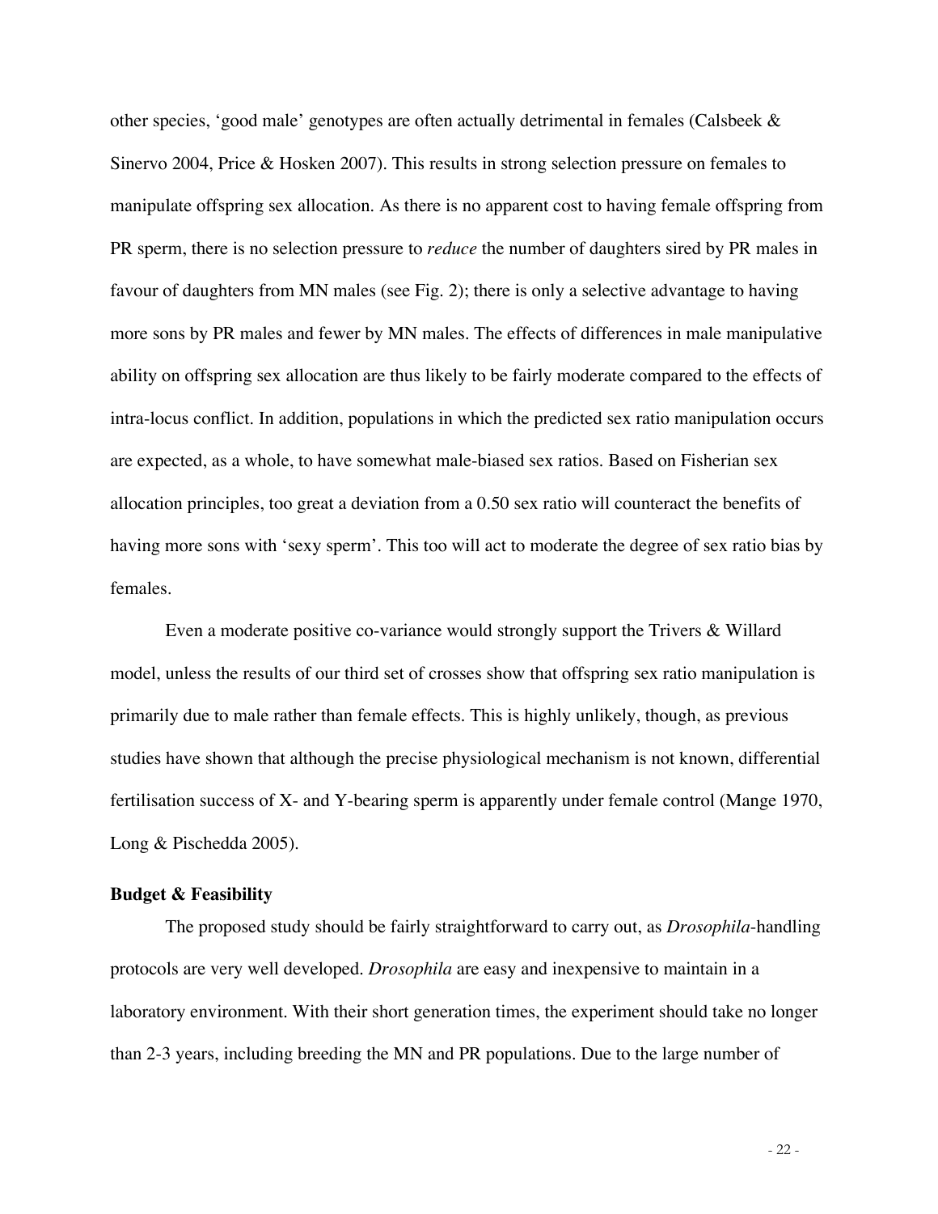other species, 'good male' genotypes are often actually detrimental in females (Calsbeek & Sinervo 2004, Price & Hosken 2007). This results in strong selection pressure on females to manipulate offspring sex allocation. As there is no apparent cost to having female offspring from PR sperm, there is no selection pressure to *reduce* the number of daughters sired by PR males in favour of daughters from MN males (see Fig. 2); there is only a selective advantage to having more sons by PR males and fewer by MN males. The effects of differences in male manipulative ability on offspring sex allocation are thus likely to be fairly moderate compared to the effects of intra-locus conflict. In addition, populations in which the predicted sex ratio manipulation occurs are expected, as a whole, to have somewhat male-biased sex ratios. Based on Fisherian sex allocation principles, too great a deviation from a 0.50 sex ratio will counteract the benefits of having more sons with 'sexy sperm'. This too will act to moderate the degree of sex ratio bias by females.

Even a moderate positive co-variance would strongly support the Trivers & Willard model, unless the results of our third set of crosses show that offspring sex ratio manipulation is primarily due to male rather than female effects. This is highly unlikely, though, as previous studies have shown that although the precise physiological mechanism is not known, differential fertilisation success of X- and Y-bearing sperm is apparently under female control (Mange 1970, Long & Pischedda 2005).

**Budget & Feasibility**

The proposed study should be fairly straightforward to carry out, as *Drosophila*-handling protocols are very well developed. *Drosophila* are easy and inexpensive to maintain in a laboratory environment. With their short generation times, the experiment should take no longer than 2-3 years, including breeding the MN and PR populations. Due to the large number of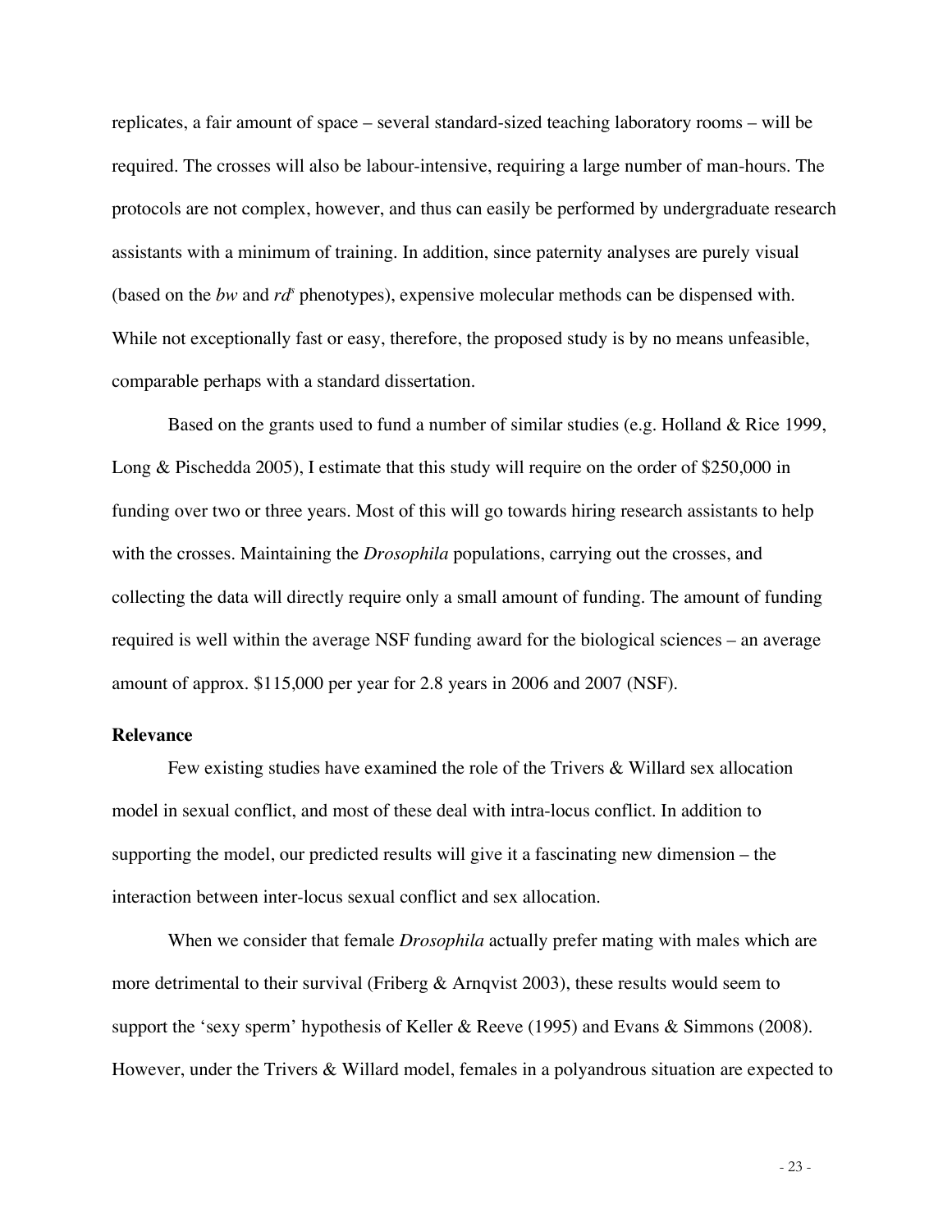replicates, a fair amount of space – several standard-sized teaching laboratory rooms – will be required. The crosses will also be labour-intensive, requiring a large number of man-hours. The protocols are not complex, however, and thus can easily be performed by undergraduate research assistants with a minimum of training. In addition, since paternity analyses are purely visual (based on the *bw* and *rd*$^s$ phenotypes), expensive molecular methods can be dispensed with. While not exceptionally fast or easy, therefore, the proposed study is by no means unfeasible, comparable perhaps with a standard dissertation.

Based on the grants used to fund a number of similar studies (e.g. Holland & Rice 1999, Long & Pischedda 2005), I estimate that this study will require on the order of $250,000 in funding over two or three years. Most of this will go towards hiring research assistants to help with the crosses. Maintaining the *Drosophila* populations, carrying out the crosses, and collecting the data will directly require only a small amount of funding. The amount of funding required is well within the average NSF funding award for the biological sciences – an average amount of approx. $115,000 per year for 2.8 years in 2006 and 2007 (NSF).

**Relevance**

Few existing studies have examined the role of the Trivers & Willard sex allocation model in sexual conflict, and most of these deal with intra-locus conflict. In addition to supporting the model, our predicted results will give it a fascinating new dimension – the interaction between inter-locus sexual conflict and sex allocation.

When we consider that female *Drosophila* actually prefer mating with males which are more detrimental to their survival (Friberg & Arnqvist 2003), these results would seem to support the 'sexy sperm' hypothesis of Keller & Reeve (1995) and Evans & Simmons (2008). However, under the Trivers & Willard model, females in a polyandrous situation are expected to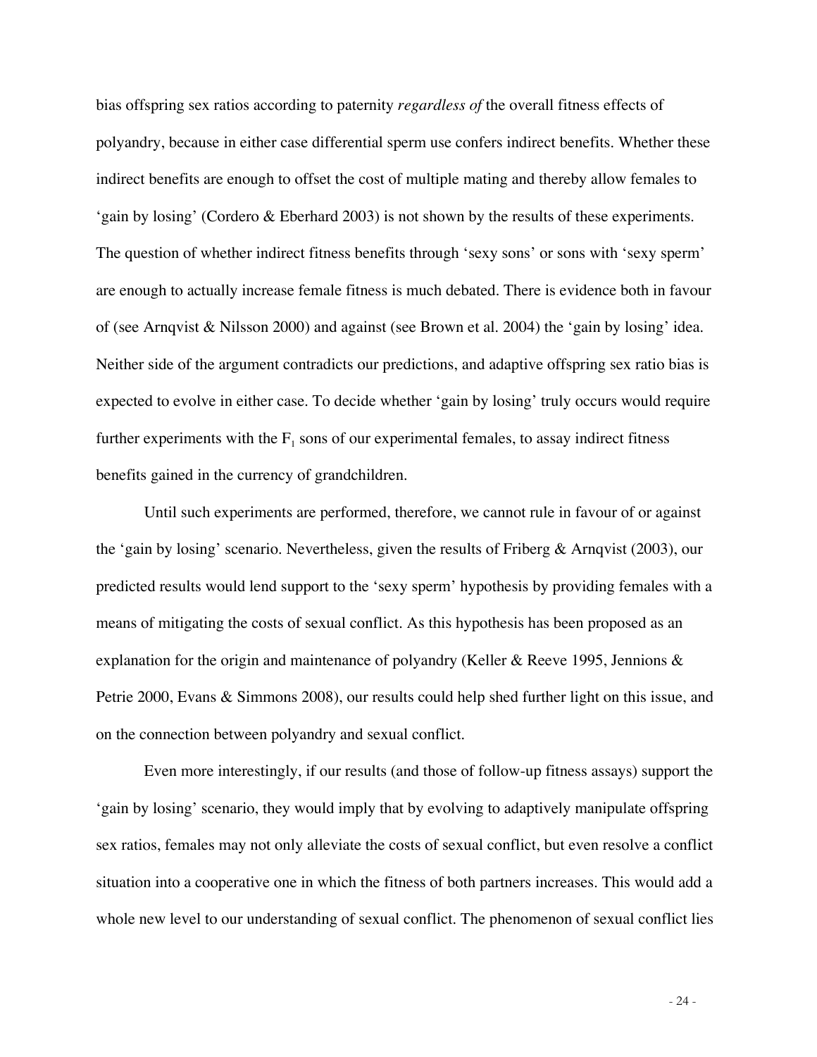bias offspring sex ratios according to paternity *regardless of* the overall fitness effects of polyandry, because in either case differential sperm use confers indirect benefits. Whether these indirect benefits are enough to offset the cost of multiple mating and thereby allow females to 'gain by losing' (Cordero & Eberhard 2003) is not shown by the results of these experiments. The question of whether indirect fitness benefits through 'sexy sons' or sons with 'sexy sperm' are enough to actually increase female fitness is much debated. There is evidence both in favour of (see Arnqvist & Nilsson 2000) and against (see Brown et al. 2004) the 'gain by losing' idea. Neither side of the argument contradicts our predictions, and adaptive offspring sex ratio bias is expected to evolve in either case. To decide whether 'gain by losing' truly occurs would require further experiments with the $F_1$ sons of our experimental females, to assay indirect fitness benefits gained in the currency of grandchildren.

Until such experiments are performed, therefore, we cannot rule in favour of or against the 'gain by losing' scenario. Nevertheless, given the results of Friberg & Arnqvist (2003), our predicted results would lend support to the 'sexy sperm' hypothesis by providing females with a means of mitigating the costs of sexual conflict. As this hypothesis has been proposed as an explanation for the origin and maintenance of polyandry (Keller & Reeve 1995, Jennions & Petrie 2000, Evans & Simmons 2008), our results could help shed further light on this issue, and on the connection between polyandry and sexual conflict.

Even more interestingly, if our results (and those of follow-up fitness assays) support the 'gain by losing' scenario, they would imply that by evolving to adaptively manipulate offspring sex ratios, females may not only alleviate the costs of sexual conflict, but even resolve a conflict situation into a cooperative one in which the fitness of both partners increases. This would add a whole new level to our understanding of sexual conflict. The phenomenon of sexual conflict lies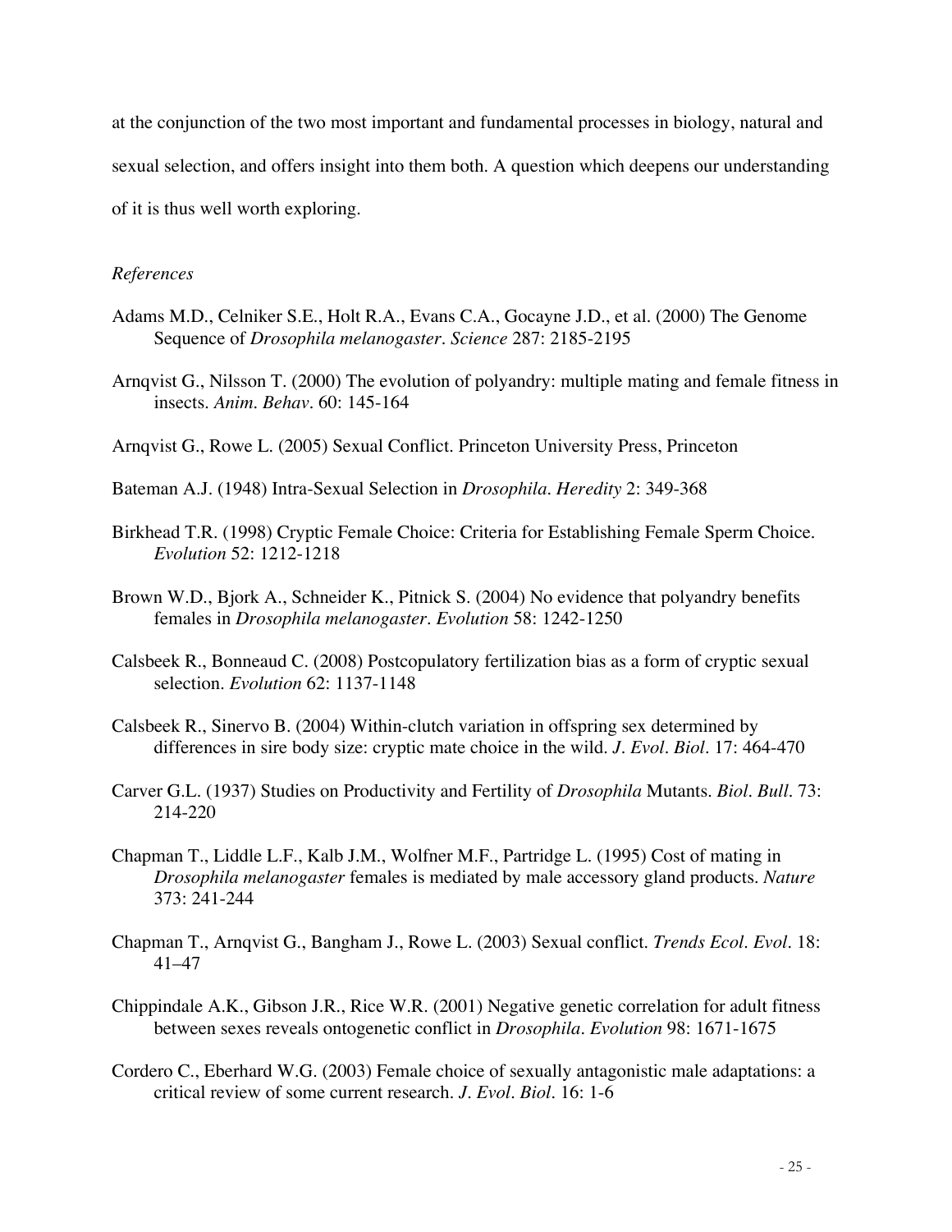at the conjunction of the two most important and fundamental processes in biology, natural and sexual selection, and offers insight into them both. A question which deepens our understanding of it is thus well worth exploring.

*References*

Adams M.D., Celniker S.E., Holt R.A., Evans C.A., Gocayne J.D., et al. (2000) The Genome Sequence of *Drosophila melanogaster*. *Science* 287: 2185-2195

Arnqvist G., Nilsson T. (2000) The evolution of polyandry: multiple mating and female fitness in insects. *Anim. Behav*. 60: 145-164

Arnqvist G., Rowe L. (2005) Sexual Conflict. Princeton University Press, Princeton

Bateman A.J. (1948) Intra-Sexual Selection in *Drosophila*. *Heredity* 2: 349-368

Birkhead T.R. (1998) Cryptic Female Choice: Criteria for Establishing Female Sperm Choice. *Evolution* 52: 1212-1218

Brown W.D., Bjork A., Schneider K., Pitnick S. (2004) No evidence that polyandry benefits females in *Drosophila melanogaster*. *Evolution* 58: 1242-1250

Calsbeek R., Bonneaud C. (2008) Postcopulatory fertilization bias as a form of cryptic sexual selection. *Evolution* 62: 1137-1148

Calsbeek R., Sinervo B. (2004) Within-clutch variation in offspring sex determined by differences in sire body size: cryptic mate choice in the wild. *J. Evol. Biol*. 17: 464-470

Carver G.L. (1937) Studies on Productivity and Fertility of *Drosophila* Mutants. *Biol. Bull*. 73: 214-220

Chapman T., Liddle L.F., Kalb J.M., Wolfner M.F., Partridge L. (1995) Cost of mating in *Drosophila melanogaster* females is mediated by male accessory gland products. *Nature* 373: 241-244

Chapman T., Arnqvist G., Bangham J., Rowe L. (2003) Sexual conflict. *Trends Ecol. Evol*. 18: 41–47

Chippindale A.K., Gibson J.R., Rice W.R. (2001) Negative genetic correlation for adult fitness between sexes reveals ontogenetic conflict in *Drosophila*. *Evolution* 98: 1671-1675

Cordero C., Eberhard W.G. (2003) Female choice of sexually antagonistic male adaptations: a critical review of some current research. *J. Evol. Biol*. 16: 1-6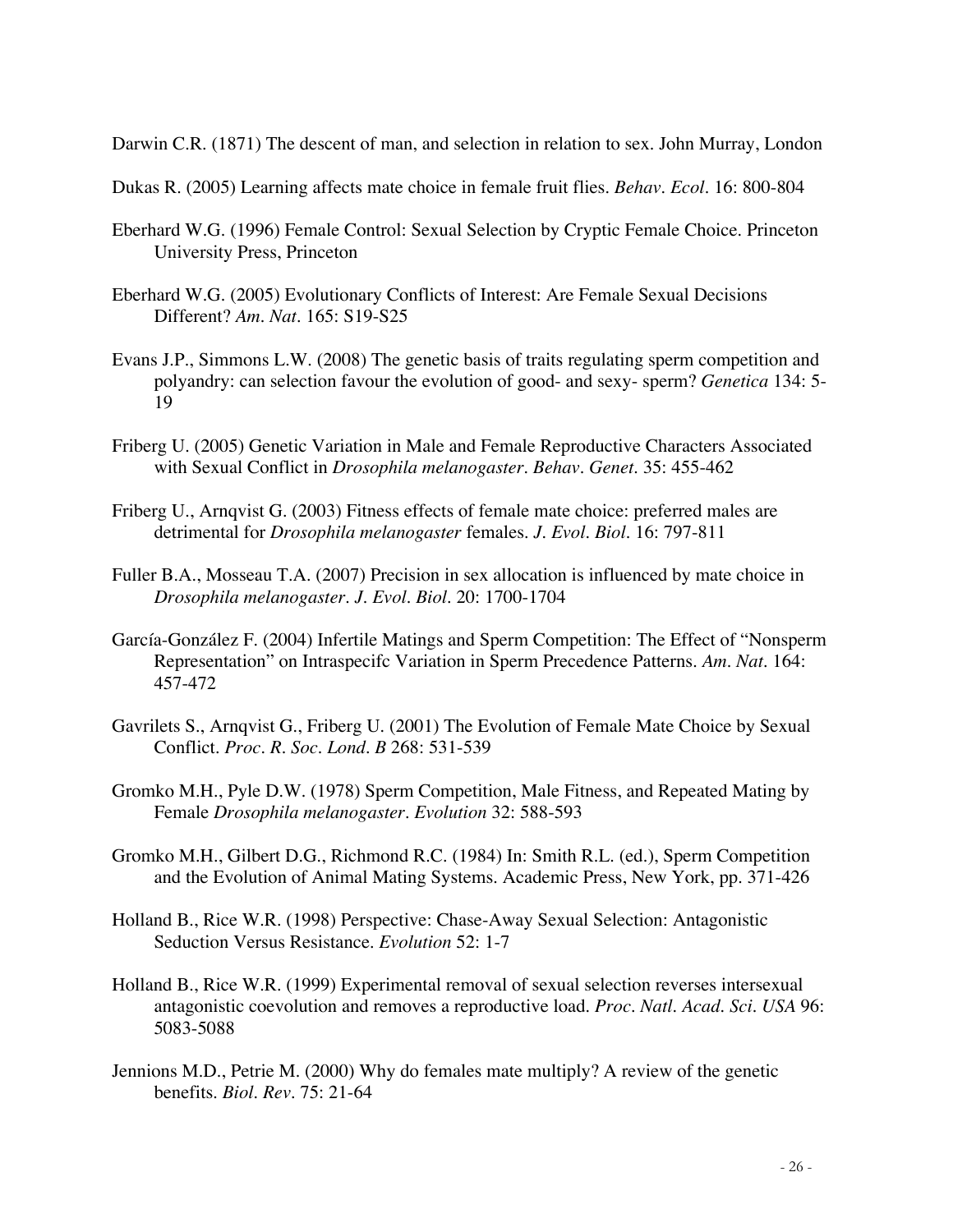Darwin C.R. (1871) The descent of man, and selection in relation to sex. John Murray, London

Dukas R. (2005) Learning affects mate choice in female fruit flies. *Behav. Ecol.* 16: 800-804

Eberhard W.G. (1996) Female Control: Sexual Selection by Cryptic Female Choice. Princeton University Press, Princeton

Eberhard W.G. (2005) Evolutionary Conflicts of Interest: Are Female Sexual Decisions Different? *Am. Nat.* 165: S19-S25

Evans J.P., Simmons L.W. (2008) The genetic basis of traits regulating sperm competition and polyandry: can selection favour the evolution of good- and sexy- sperm? *Genetica* 134: 5-19

Friberg U. (2005) Genetic Variation in Male and Female Reproductive Characters Associated with Sexual Conflict in *Drosophila melanogaster*. *Behav. Genet.* 35: 455-462

Friberg U., Arnqvist G. (2003) Fitness effects of female mate choice: preferred males are detrimental for *Drosophila melanogaster* females. *J. Evol. Biol.* 16: 797-811

Fuller B.A., Mosseau T.A. (2007) Precision in sex allocation is influenced by mate choice in *Drosophila melanogaster*. *J. Evol. Biol.* 20: 1700-1704

García-González F. (2004) Infertile Matings and Sperm Competition: The Effect of "Nonsperm Representation" on Intraspecifc Variation in Sperm Precedence Patterns. *Am. Nat.* 164: 457-472

Gavrilets S., Arnqvist G., Friberg U. (2001) The Evolution of Female Mate Choice by Sexual Conflict. *Proc. R. Soc. Lond. B* 268: 531-539

Gromko M.H., Pyle D.W. (1978) Sperm Competition, Male Fitness, and Repeated Mating by Female *Drosophila melanogaster*. *Evolution* 32: 588-593

Gromko M.H., Gilbert D.G., Richmond R.C. (1984) In: Smith R.L. (ed.), Sperm Competition and the Evolution of Animal Mating Systems. Academic Press, New York, pp. 371-426

Holland B., Rice W.R. (1998) Perspective: Chase-Away Sexual Selection: Antagonistic Seduction Versus Resistance. *Evolution* 52: 1-7

Holland B., Rice W.R. (1999) Experimental removal of sexual selection reverses intersexual antagonistic coevolution and removes a reproductive load. *Proc. Natl. Acad. Sci. USA* 96: 5083-5088

Jennions M.D., Petrie M. (2000) Why do females mate multiply? A review of the genetic benefits. *Biol. Rev.* 75: 21-64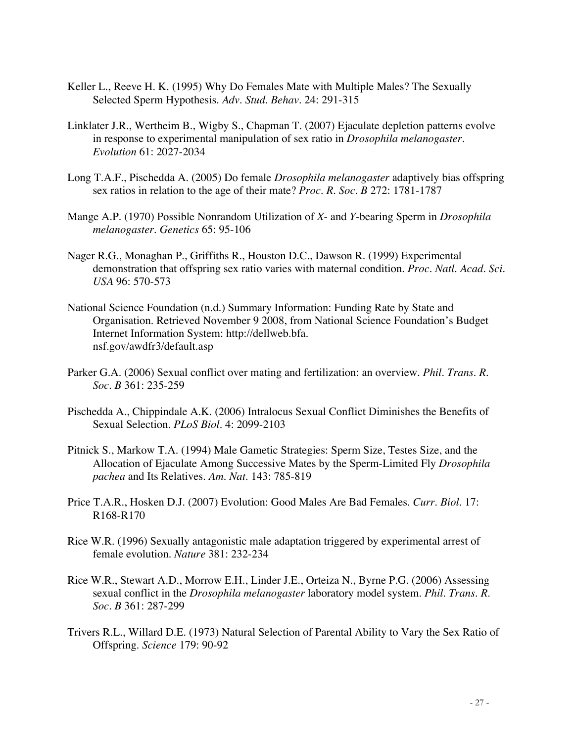Keller L., Reeve H. K. (1995) Why Do Females Mate with Multiple Males? The Sexually Selected Sperm Hypothesis. *Adv. Stud. Behav.* 24: 291-315

Linklater J.R., Wertheim B., Wigby S., Chapman T. (2007) Ejaculate depletion patterns evolve in response to experimental manipulation of sex ratio in *Drosophila melanogaster*. *Evolution* 61: 2027-2034

Long T.A.F., Pischedda A. (2005) Do female *Drosophila melanogaster* adaptively bias offspring sex ratios in relation to the age of their mate? *Proc. R. Soc. B* 272: 1781-1787

Mange A.P. (1970) Possible Nonrandom Utilization of *X*- and *Y*-bearing Sperm in *Drosophila melanogaster*. *Genetics* 65: 95-106

Nager R.G., Monaghan P., Griffiths R., Houston D.C., Dawson R. (1999) Experimental demonstration that offspring sex ratio varies with maternal condition. *Proc. Natl. Acad. Sci. USA* 96: 570-573

National Science Foundation (n.d.) Summary Information: Funding Rate by State and Organisation. Retrieved November 9 2008, from National Science Foundation's Budget Internet Information System: http://dellweb.bfa.nsf.gov/awdfr3/default.asp

Parker G.A. (2006) Sexual conflict over mating and fertilization: an overview. *Phil. Trans. R. Soc. B* 361: 235-259

Pischedda A., Chippindale A.K. (2006) Intralocus Sexual Conflict Diminishes the Benefits of Sexual Selection. *PLoS Biol.* 4: 2099-2103

Pitnick S., Markow T.A. (1994) Male Gametic Strategies: Sperm Size, Testes Size, and the Allocation of Ejaculate Among Successive Mates by the Sperm-Limited Fly *Drosophila pachea* and Its Relatives. *Am. Nat.* 143: 785-819

Price T.A.R., Hosken D.J. (2007) Evolution: Good Males Are Bad Females. *Curr. Biol.* 17: R168-R170

Rice W.R. (1996) Sexually antagonistic male adaptation triggered by experimental arrest of female evolution. *Nature* 381: 232-234

Rice W.R., Stewart A.D., Morrow E.H., Linder J.E., Orteiza N., Byrne P.G. (2006) Assessing sexual conflict in the *Drosophila melanogaster* laboratory model system. *Phil. Trans. R. Soc. B* 361: 287-299

Trivers R.L., Willard D.E. (1973) Natural Selection of Parental Ability to Vary the Sex Ratio of Offspring. *Science* 179: 90-92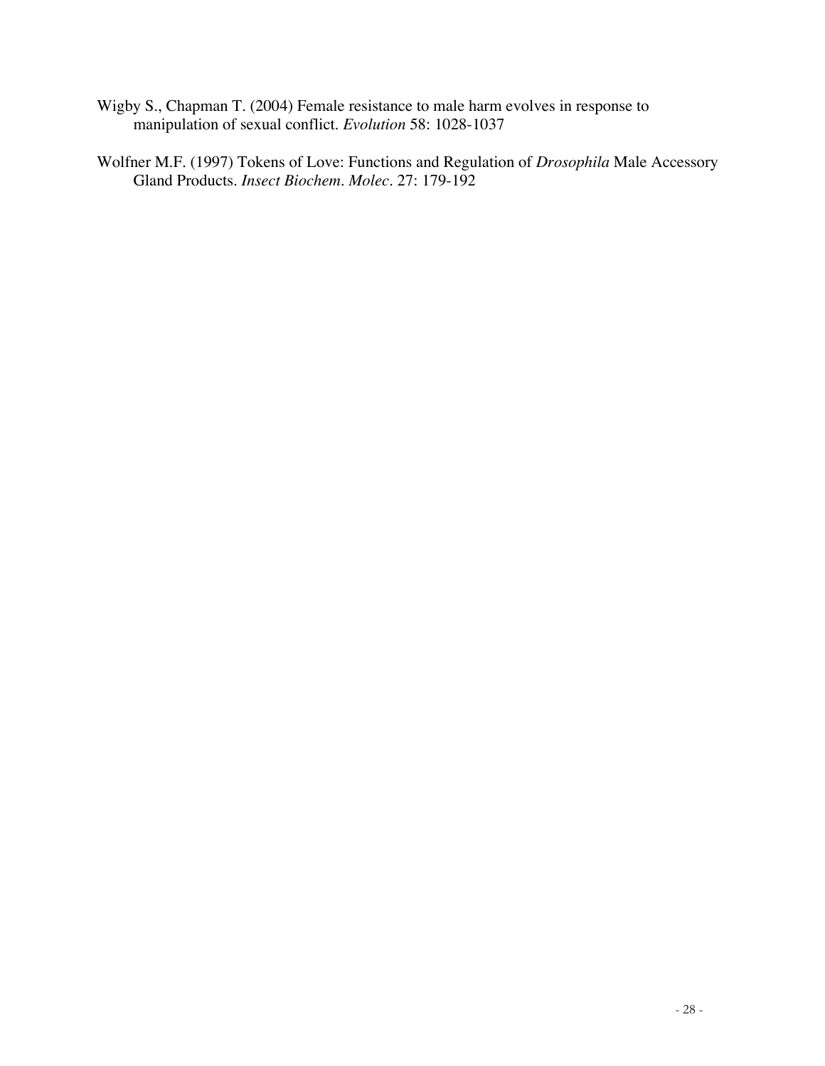Wigby S., Chapman T. (2004) Female resistance to male harm evolves in response to manipulation of sexual conflict. *Evolution* 58: 1028-1037

Wolfner M.F. (1997) Tokens of Love: Functions and Regulation of *Drosophila* Male Accessory Gland Products. *Insect Biochem. Molec.* 27: 179-192